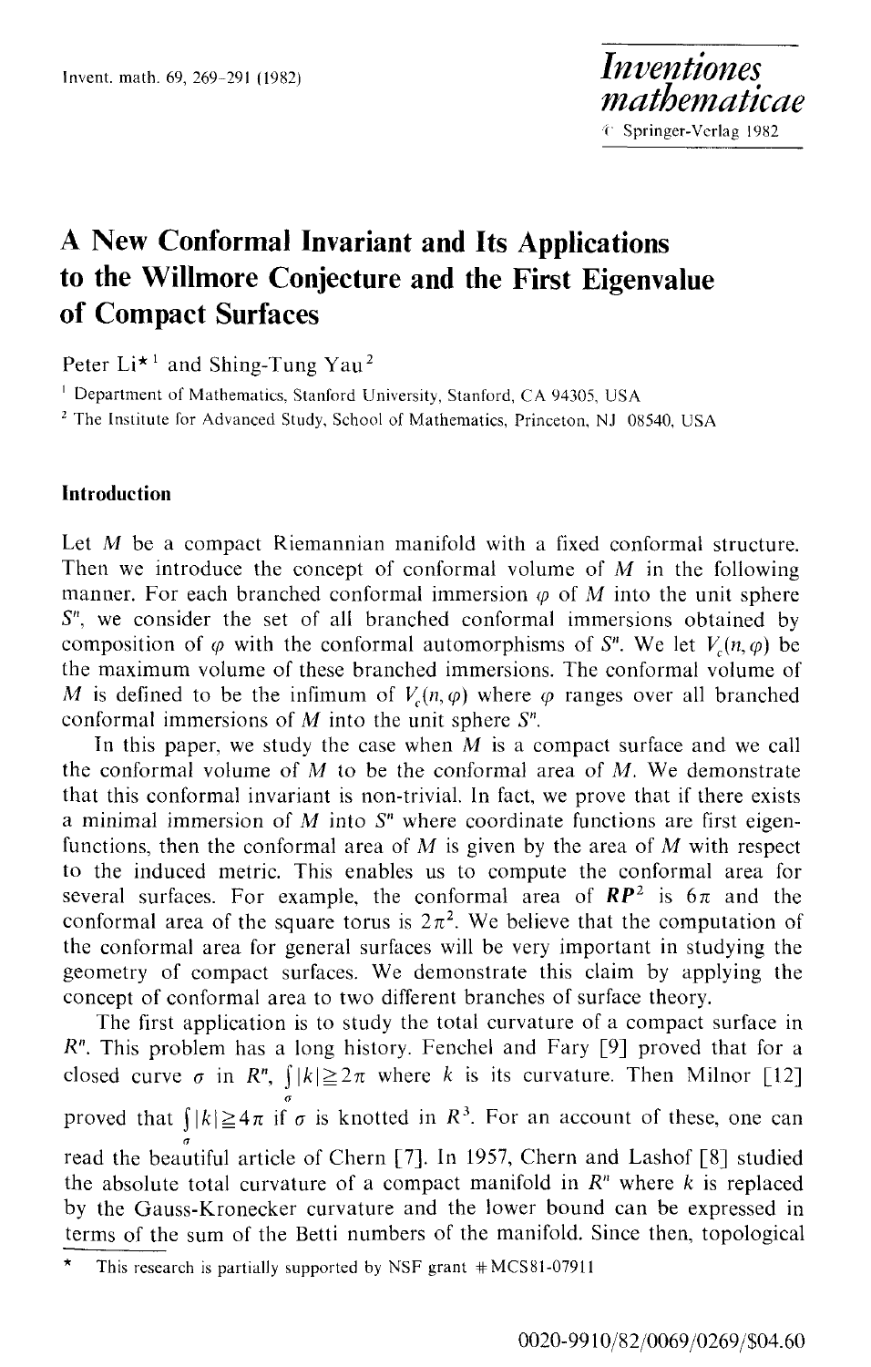# A New Conformal Invariant and Its Applications to the Willmore Conjecture and the First Eigenvalue of Compact Surfaces

Peter Li*[1] and Shing-Tung Yau[2]

[1] Department of Mathematics, Stanford University, Stanford, CA 94305, USA

[2] The Institute for Advanced Study, School of Mathematics, Princeton, NJ 08540, USA

## Introduction

Let $M$ be a compact Riemannian manifold with a fixed conformal structure. Then we introduce the concept of conformal volume of $M$ in the following manner. For each branched conformal immersion $\varphi$ of $M$ into the unit sphere $S^n$, we consider the set of all branched conformal immersions obtained by composition of $\varphi$ with the conformal automorphisms of $S^n$. We let $V_c(n, \varphi)$ be the maximum volume of these branched immersions. The conformal volume of $M$ is defined to be the infimum of $V_c(n, \varphi)$ where $\varphi$ ranges over all branched conformal immersions of $M$ into the unit sphere $S^n$.

In this paper, we study the case when $M$ is a compact surface and we call the conformal volume of $M$ to be the conformal area of $M$. We demonstrate that this conformal invariant is non-trivial. In fact, we prove that if there exists a minimal immersion of $M$ into $S^n$ where coordinate functions are first eigenfunctions, then the conformal area of $M$ is given by the area of $M$ with respect to the induced metric. This enables us to compute the conformal area for several surfaces. For example, the conformal area of $\boldsymbol{RP}^2$ is $6\pi$ and the conformal area of the square torus is $2\pi^2$. We believe that the computation of the conformal area for general surfaces will be very important in studying the geometry of compact surfaces. We demonstrate this claim by applying the concept of conformal area to two different branches of surface theory.

The first application is to study the total curvature of a compact surface in $R^n$. This problem has a long history. Fenchel and Fary [9] proved that for a closed curve $\sigma$ in $R^n$, $\int_\sigma |k| \geqq 2\pi$ where $k$ is its curvature. Then Milnor [12] proved that $\int_\sigma |k| \geqq 4\pi$ if $\sigma$ is knotted in $R^3$. For an account of these, one can read the beautiful article of Chern [7]. In 1957, Chern and Lashof [8] studied the absolute total curvature of a compact manifold in $R^n$ where $k$ is replaced by the Gauss-Kronecker curvature and the lower bound can be expressed in terms of the sum of the Betti numbers of the manifold. Since then, topological

* This research is partially supported by NSF grant #MCS81-07911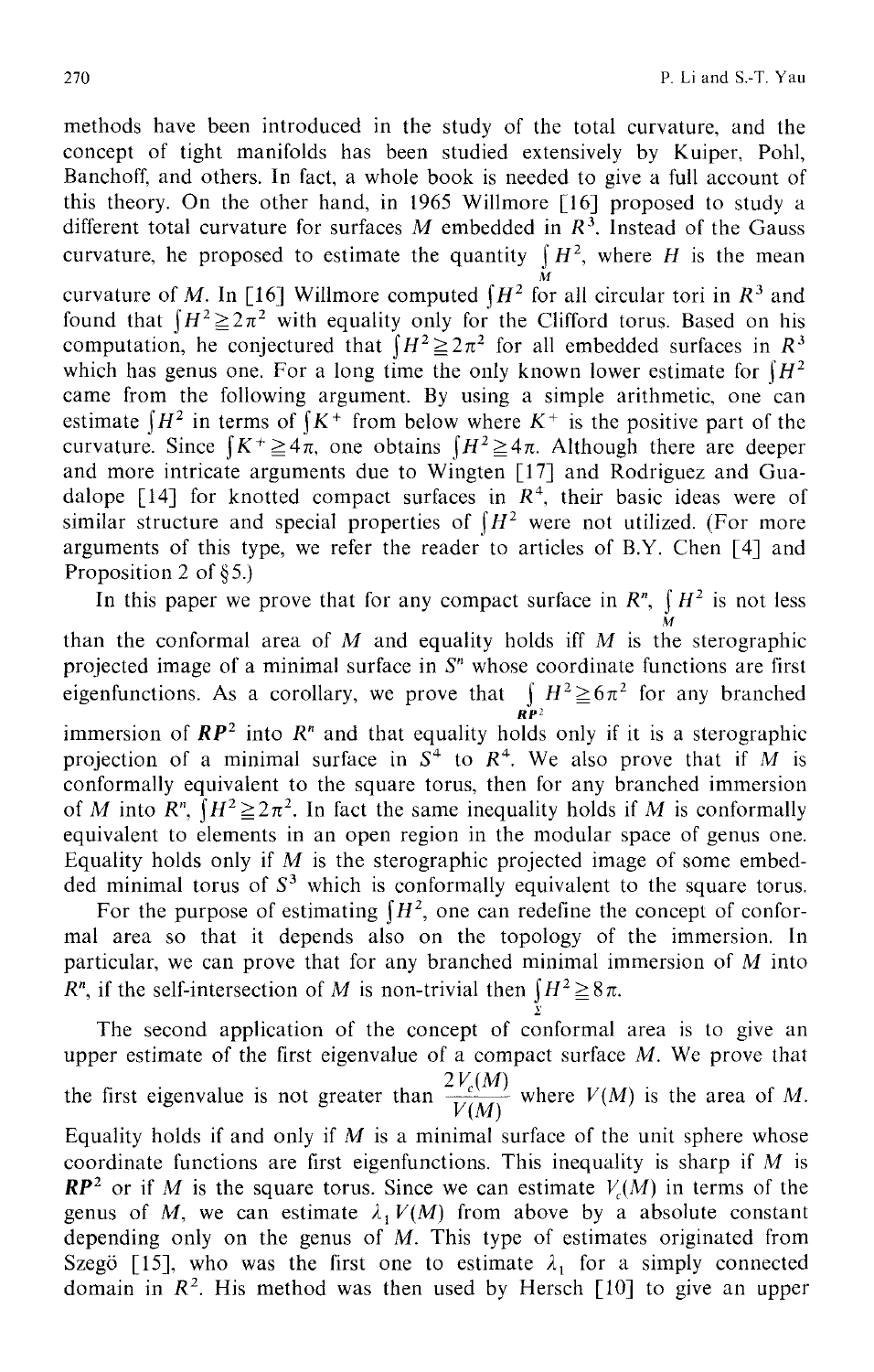methods have been introduced in the study of the total curvature, and the concept of tight manifolds has been studied extensively by Kuiper, Pohl, Banchoff, and others. In fact, a whole book is needed to give a full account of this theory. On the other hand, in 1965 Willmore [16] proposed to study a different total curvature for surfaces $M$ embedded in $R^3$. Instead of the Gauss curvature, he proposed to estimate the quantity $\int_M H^2$, where $H$ is the mean curvature of $M$. In [16] Willmore computed $\int H^2$ for all circular tori in $R^3$ and found that $\int H^2 \geqq 2\pi^2$ with equality only for the Clifford torus. Based on his computation, he conjectured that $\int H^2 \geqq 2\pi^2$ for all embedded surfaces in $R^3$ which has genus one. For a long time the only known lower estimate for $\int H^2$ came from the following argument. By using a simple arithmetic, one can estimate $\int H^2$ in terms of $\int K^+$ from below where $K^+$ is the positive part of the curvature. Since $\int K^+ \geqq 4\pi$, one obtains $\int H^2 \geqq 4\pi$. Although there are deeper and more intricate arguments due to Wingten [17] and Rodriguez and Guadalope [14] for knotted compact surfaces in $R^4$, their basic ideas were of similar structure and special properties of $\int H^2$ were not utilized. (For more arguments of this type, we refer the reader to articles of B.Y. Chen [4] and Proposition 2 of §5.)

In this paper we prove that for any compact surface in $R^n$, $\int_M H^2$ is not less than the conformal area of $M$ and equality holds iff $M$ is the sterographic projected image of a minimal surface in $S^n$ whose coordinate functions are first eigenfunctions. As a corollary, we prove that $\int_{RP^2} H^2 \geqq 6\pi^2$ for any branched immersion of $\boldsymbol{RP}^2$ into $R^n$ and that equality holds only if it is a sterographic projection of a minimal surface in $S^4$ to $R^4$. We also prove that if $M$ is conformally equivalent to the square torus, then for any branched immersion of $M$ into $R^n$, $\int H^2 \geqq 2\pi^2$. In fact the same inequality holds if $M$ is conformally equivalent to elements in an open region in the modular space of genus one. Equality holds only if $M$ is the sterographic projected image of some embedded minimal torus of $S^3$ which is conformally equivalent to the square torus.

For the purpose of estimating $\int H^2$, one can redefine the concept of conformal area so that it depends also on the topology of the immersion. In particular, we can prove that for any branched minimal immersion of $M$ into $R^n$, if the self-intersection of $M$ is non-trivial then $\int_\Sigma H^2 \geqq 8\pi$.

The second application of the concept of conformal area is to give an upper estimate of the first eigenvalue of a compact surface $M$. We prove that the first eigenvalue is not greater than $\frac{2V_c(M)}{V(M)}$ where $V(M)$ is the area of $M$. Equality holds if and only if $M$ is a minimal surface of the unit sphere whose coordinate functions are first eigenfunctions. This inequality is sharp if $M$ is $\boldsymbol{RP}^2$ or if $M$ is the square torus. Since we can estimate $V_c(M)$ in terms of the genus of $M$, we can estimate $\lambda_1 V(M)$ from above by a absolute constant depending only on the genus of $M$. This type of estimates originated from Szegö [15], who was the first one to estimate $\lambda_1$ for a simply connected domain in $R^2$. His method was then used by Hersch [10] to give an upper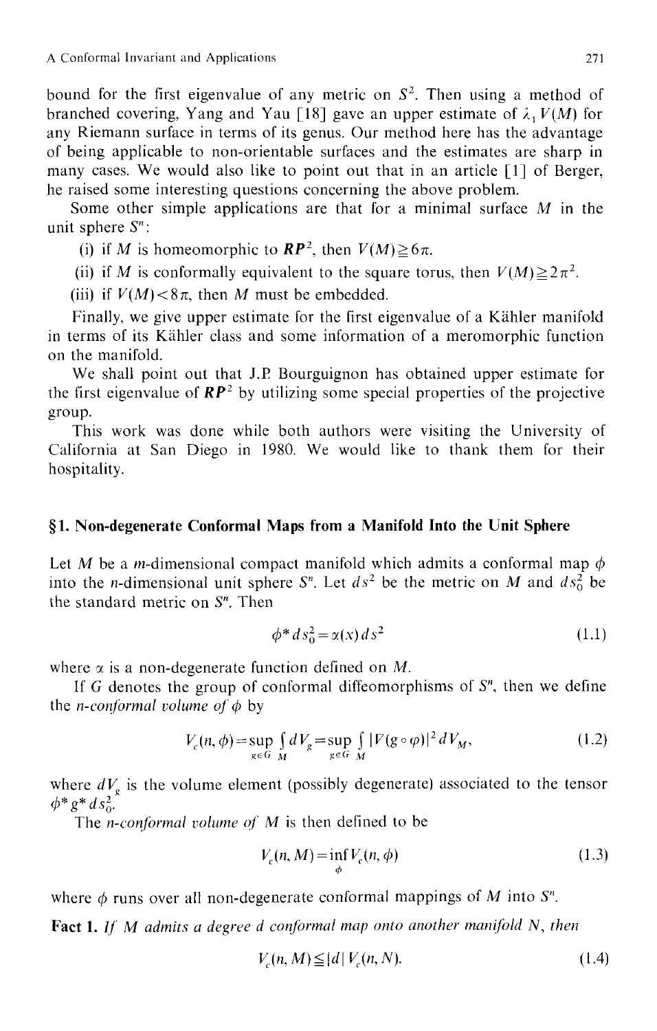bound for the first eigenvalue of any metric on $S^2$. Then using a method of branched covering, Yang and Yau [18] gave an upper estimate of $\lambda_1 V(M)$ for any Riemann surface in terms of its genus. Our method here has the advantage of being applicable to non-orientable surfaces and the estimates are sharp in many cases. We would also like to point out that in an article [1] of Berger, he raised some interesting questions concerning the above problem.

Some other simple applications are that for a minimal surface $M$ in the unit sphere $S^n$:

(i) if $M$ is homeomorphic to $\boldsymbol{RP}^2$, then $V(M) \geqq 6\pi$.

(ii) if $M$ is conformally equivalent to the square torus, then $V(M) \geqq 2\pi^2$.

(iii) if $V(M) < 8\pi$, then $M$ must be embedded.

Finally, we give upper estimate for the first eigenvalue of a Kähler manifold in terms of its Kähler class and some information of a meromorphic function on the manifold.

We shall point out that J.P. Bourguignon has obtained upper estimate for the first eigenvalue of $\boldsymbol{RP}^2$ by utilizing some special properties of the projective group.

This work was done while both authors were visiting the University of California at San Diego in 1980. We would like to thank them for their hospitality.

## §1. Non-degenerate Conformal Maps from a Manifold Into the Unit Sphere

Let $M$ be a $m$-dimensional compact manifold which admits a conformal map $\phi$ into the $n$-dimensional unit sphere $S^n$. Let $ds^2$ be the metric on $M$ and $ds_0^2$ be the standard metric on $S^n$. Then

$$\phi^* ds_0^2 = \alpha(x)\, ds^2 \tag{1.1}$$

where $\alpha$ is a non-degenerate function defined on $M$.

If $G$ denotes the group of conformal diffeomorphisms of $S^n$, then we define the *n-conformal volume of* $\phi$ by

$$V_c(n, \phi) = \sup_{g \in G} \int_M dV_g = \sup_{g \in G} \int_M |V(g \circ \varphi)|^2 \, dV_M, \tag{1.2}$$

where $dV_g$ is the volume element (possibly degenerate) associated to the tensor $\phi^* g^* ds_0^2$.

The *n-conformal volume of* $M$ is then defined to be

$$V_c(n, M) = \inf_{\phi} V_c(n, \phi) \tag{1.3}$$

where $\phi$ runs over all non-degenerate conformal mappings of $M$ into $S^n$.

**Fact 1.** *If $M$ admits a degree $d$ conformal map onto another manifold $N$, then*

$$V_c(n, M) \leqq |d|\, V_c(n, N). \tag{1.4}$$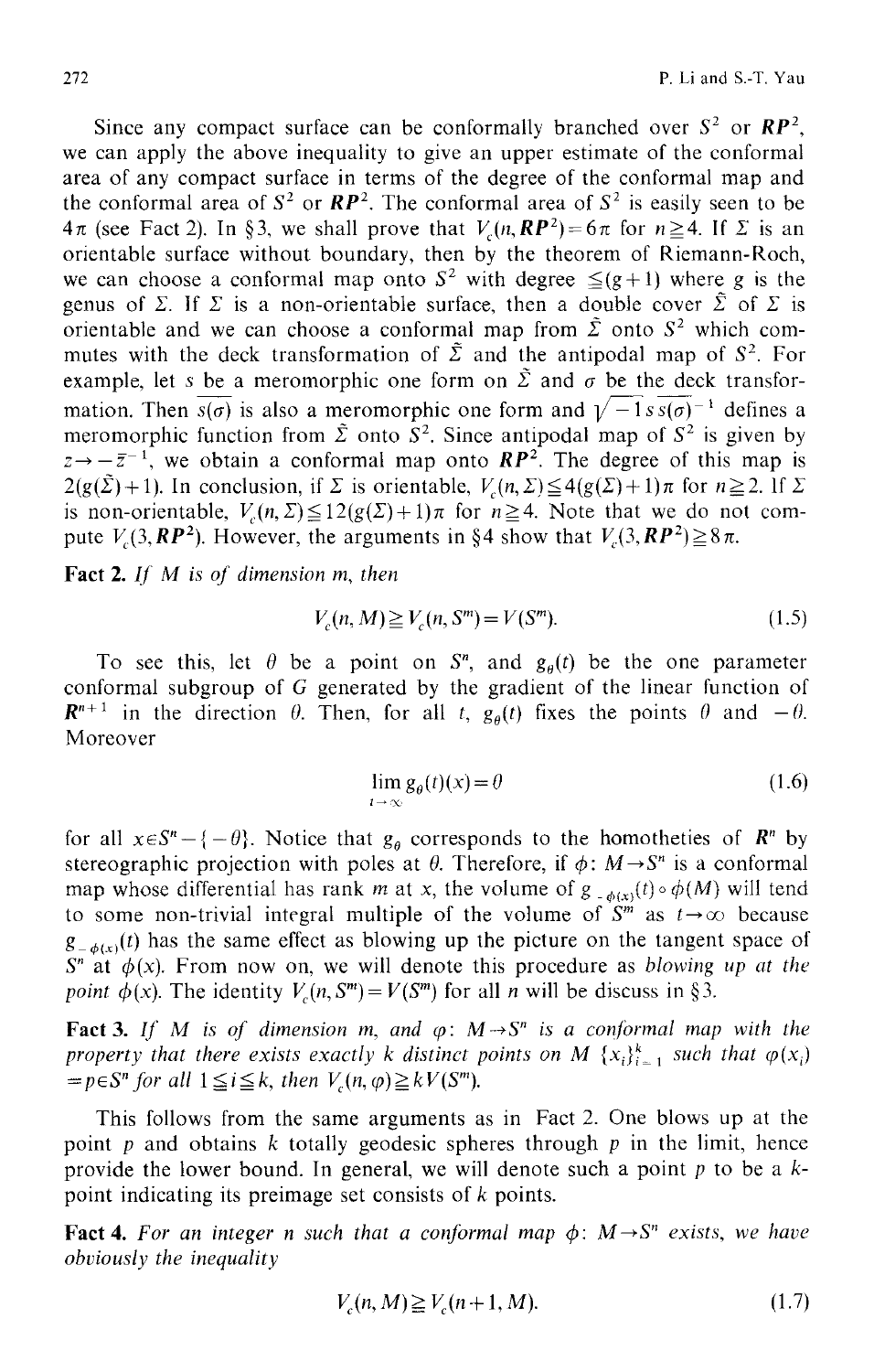Since any compact surface can be conformally branched over $S^2$ or $\boldsymbol{RP}^2$, we can apply the above inequality to give an upper estimate of the conformal area of any compact surface in terms of the degree of the conformal map and the conformal area of $S^2$ or $\boldsymbol{RP}^2$. The conformal area of $S^2$ is easily seen to be $4\pi$ (see Fact 2). In §3, we shall prove that $V_c(n, \boldsymbol{RP}^2) = 6\pi$ for $n \geqq 4$. If $\Sigma$ is an orientable surface without boundary, then by the theorem of Riemann-Roch, we can choose a conformal map onto $S^2$ with degree $\leqq (g+1)$ where $g$ is the genus of $\Sigma$. If $\Sigma$ is a non-orientable surface, then a double cover $\tilde{\Sigma}$ of $\Sigma$ is orientable and we can choose a conformal map from $\tilde{\Sigma}$ onto $S^2$ which commutes with the deck transformation of $\tilde{\Sigma}$ and the antipodal map of $S^2$. For example, let $s$ be a meromorphic one form on $\tilde{\Sigma}$ and $\sigma$ be the deck transformation. Then $\overline{s(\sigma)}$ is also a meromorphic one form and $\sqrt{-1}\, s\, \overline{s(\sigma)}^{-1}$ defines a meromorphic function from $\tilde{\Sigma}$ onto $S^2$. Since antipodal map of $S^2$ is given by $z \to -\bar{z}^{-1}$, we obtain a conformal map onto $\boldsymbol{RP}^2$. The degree of this map is $2(g(\tilde{\Sigma})+1)$. In conclusion, if $\Sigma$ is orientable, $V_c(n, \Sigma) \leqq 4(g(\Sigma)+1)\pi$ for $n \geqq 2$. If $\Sigma$ is non-orientable, $V_c(n, \Sigma) \leqq 12(g(\Sigma)+1)\pi$ for $n \geqq 4$. Note that we do not compute $V_c(3, \boldsymbol{RP}^2)$. However, the arguments in §4 show that $V_c(3, \boldsymbol{RP}^2) \geqq 8\pi$.

**Fact 2.** *If $M$ is of dimension $m$, then*

$$V_c(n, M) \geqq V_c(n, S^m) = V(S^m). \tag{1.5}$$

To see this, let $\theta$ be a point on $S^n$, and $g_\theta(t)$ be the one parameter conformal subgroup of $G$ generated by the gradient of the linear function of $\boldsymbol{R}^{n+1}$ in the direction $\theta$. Then, for all $t$, $g_\theta(t)$ fixes the points $\theta$ and $-\theta$. Moreover

$$\lim_{t \to \infty} g_\theta(t)(x) = \theta \tag{1.6}$$

for all $x \in S^n - \{-\theta\}$. Notice that $g_\theta$ corresponds to the homotheties of $\boldsymbol{R}^n$ by stereographic projection with poles at $\theta$. Therefore, if $\phi: M \to S^n$ is a conformal map whose differential has rank $m$ at $x$, the volume of $g_{-\phi(x)}(t) \circ \phi(M)$ will tend to some non-trivial integral multiple of the volume of $S^m$ as $t \to \infty$ because $g_{-\phi(x)}(t)$ has the same effect as blowing up the picture on the tangent space of $S^n$ at $\phi(x)$. From now on, we will denote this procedure as *blowing up at the point* $\phi(x)$. The identity $V_c(n, S^m) = V(S^m)$ for all $n$ will be discuss in §3.

**Fact 3.** *If $M$ is of dimension $m$, and $\varphi: M \to S^n$ is a conformal map with the property that there exists exactly $k$ distinct points on $M$ $\{x_i\}_{i=1}^k$ such that $\varphi(x_i) = p \in S^n$ for all $1 \leqq i \leqq k$, then $V_c(n, \varphi) \geqq k V(S^m)$.*

This follows from the same arguments as in Fact 2. One blows up at the point $p$ and obtains $k$ totally geodesic spheres through $p$ in the limit, hence provide the lower bound. In general, we will denote such a point $p$ to be a $k$-point indicating its preimage set consists of $k$ points.

**Fact 4.** *For an integer $n$ such that a conformal map $\phi: M \to S^n$ exists, we have obviously the inequality*

$$V_c(n, M) \geqq V_c(n+1, M). \tag{1.7}$$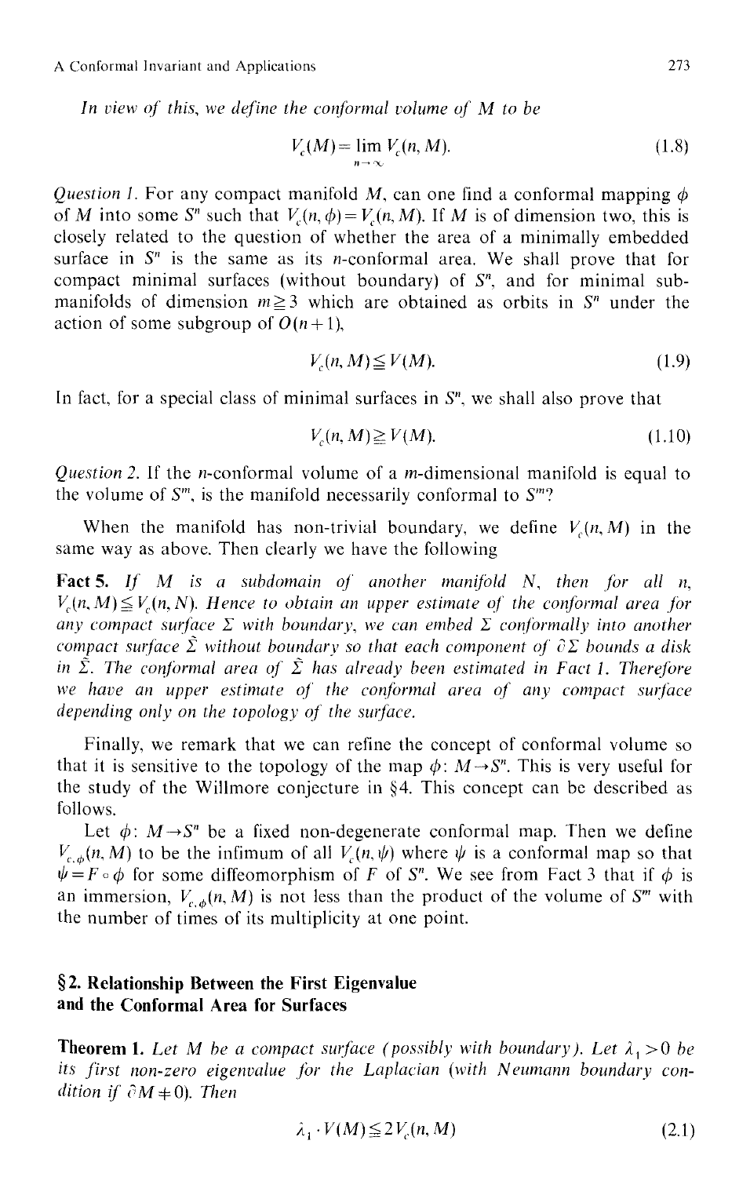*In view of this, we define the conformal volume of $M$ to be*

$$V_c(M) = \lim_{n \to \infty} V_c(n, M). \tag{1.8}$$

*Question 1.* For any compact manifold $M$, can one find a conformal mapping $\phi$ of $M$ into some $S^n$ such that $V_c(n, \phi) = V_c(n, M)$. If $M$ is of dimension two, this is closely related to the question of whether the area of a minimally embedded surface in $S^n$ is the same as its $n$-conformal area. We shall prove that for compact minimal surfaces (without boundary) of $S^n$, and for minimal submanifolds of dimension $m \geq 3$ which are obtained as orbits in $S^n$ under the action of some subgroup of $O(n+1)$,

$$V_c(n, M) \leq V(M). \tag{1.9}$$

In fact, for a special class of minimal surfaces in $S^n$, we shall also prove that

$$V_c(n, M) \geq V(M). \tag{1.10}$$

*Question 2.* If the $n$-conformal volume of a $m$-dimensional manifold is equal to the volume of $S^m$, is the manifold necessarily conformal to $S^m$?

When the manifold has non-trivial boundary, we define $V_c(n, M)$ in the same way as above. Then clearly we have the following

**Fact 5.** *If $M$ is a subdomain of another manifold $N$, then for all $n$, $V_c(n, M) \leq V_c(n, N)$. Hence to obtain an upper estimate of the conformal area for any compact surface $\Sigma$ with boundary, we can embed $\Sigma$ conformally into another compact surface $\hat{\Sigma}$ without boundary so that each component of $\partial \Sigma$ bounds a disk in $\hat{\Sigma}$. The conformal area of $\hat{\Sigma}$ has already been estimated in Fact 1. Therefore we have an upper estimate of the conformal area of any compact surface depending only on the topology of the surface.*

Finally, we remark that we can refine the concept of conformal volume so that it is sensitive to the topology of the map $\phi: M \to S^n$. This is very useful for the study of the Willmore conjecture in §4. This concept can be described as follows.

Let $\phi: M \to S^n$ be a fixed non-degenerate conformal map. Then we define $V_{c,\phi}(n, M)$ to be the infimum of all $V_c(n, \psi)$ where $\psi$ is a conformal map so that $\psi = F \circ \phi$ for some diffeomorphism of $F$ of $S^n$. We see from Fact 3 that if $\phi$ is an immersion, $V_{c,\phi}(n, M)$ is not less than the product of the volume of $S^m$ with the number of times of its multiplicity at one point.

## §2. Relationship Between the First Eigenvalue and the Conformal Area for Surfaces

**Theorem 1.** *Let $M$ be a compact surface (possibly with boundary). Let $\lambda_1 > 0$ be its first non-zero eigenvalue for the Laplacian (with Neumann boundary condition if $\partial M \neq 0$). Then*

$$\lambda_1 \cdot V(M) \leq 2 V_c(n, M) \tag{2.1}$$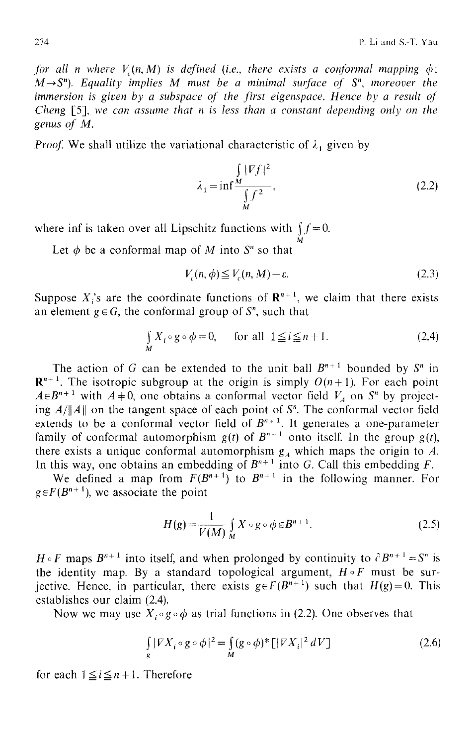*for all $n$ where $V_c(n, M)$ is defined (i.e., there exists a conformal mapping $\phi$: $M \to S^n$). Equality implies $M$ must be a minimal surface of $S^n$, moreover the immersion is given by a subspace of the first eigenspace. Hence by a result of Cheng [5], we can assume that $n$ is less than a constant depending only on the genus of $M$.*

*Proof.* We shall utilize the variational characteristic of $\lambda_1$ given by

$$\lambda_1 = \inf \frac{\int_M |\nabla f|^2}{\int_M f^2}, \tag{2.2}$$

where inf is taken over all Lipschitz functions with $\int_M f = 0$.

Let $\phi$ be a conformal map of $M$ into $S^n$ so that

$$V_c(n, \phi) \leq V_c(n, M) + \varepsilon. \tag{2.3}$$

Suppose $X_i$'s are the coordinate functions of $\mathbf{R}^{n+1}$, we claim that there exists an element $g \in G$, the conformal group of $S^n$, such that

$$\int_M X_i \circ g \circ \phi = 0, \quad \text{for all } 1 \leq i \leq n+1. \tag{2.4}$$

The action of $G$ can be extended to the unit ball $B^{n+1}$ bounded by $S^n$ in $\mathbf{R}^{n+1}$. The isotropic subgroup at the origin is simply $O(n+1)$. For each point $A \in B^{n+1}$ with $A \neq 0$, one obtains a conformal vector field $V_A$ on $S^n$ by projecting $A/\|A\|$ on the tangent space of each point of $S^n$. The conformal vector field extends to be a conformal vector field of $B^{n+1}$. It generates a one-parameter family of conformal automorphism $g(t)$ of $B^{n+1}$ onto itself. In the group $g(t)$, there exists a unique conformal automorphism $g_A$ which maps the origin to $A$. In this way, one obtains an embedding of $B^{n+1}$ into $G$. Call this embedding $F$.

We defined a map from $F(B^{n+1})$ to $B^{n+1}$ in the following manner. For $g \in F(B^{n+1})$, we associate the point

$$H(g) = \frac{1}{V(M)} \int_M X \circ g \circ \phi \in B^{n+1}. \tag{2.5}$$

$H \circ F$ maps $B^{n+1}$ into itself, and when prolonged by continuity to $\partial B^{n+1} = S^n$ is the identity map. By a standard topological argument, $H \circ F$ must be surjective. Hence, in particular, there exists $g \in F(B^{n+1})$ such that $H(g) = 0$. This establishes our claim (2.4).

Now we may use $X_i \circ g \circ \phi$ as trial functions in (2.2). One observes that

$$\int_g |\nabla X_i \circ g \circ \phi|^2 = \int_M (g \circ \phi)^* [|\nabla X_i|^2 \, dV] \tag{2.6}$$

for each $1 \leq i \leq n+1$. Therefore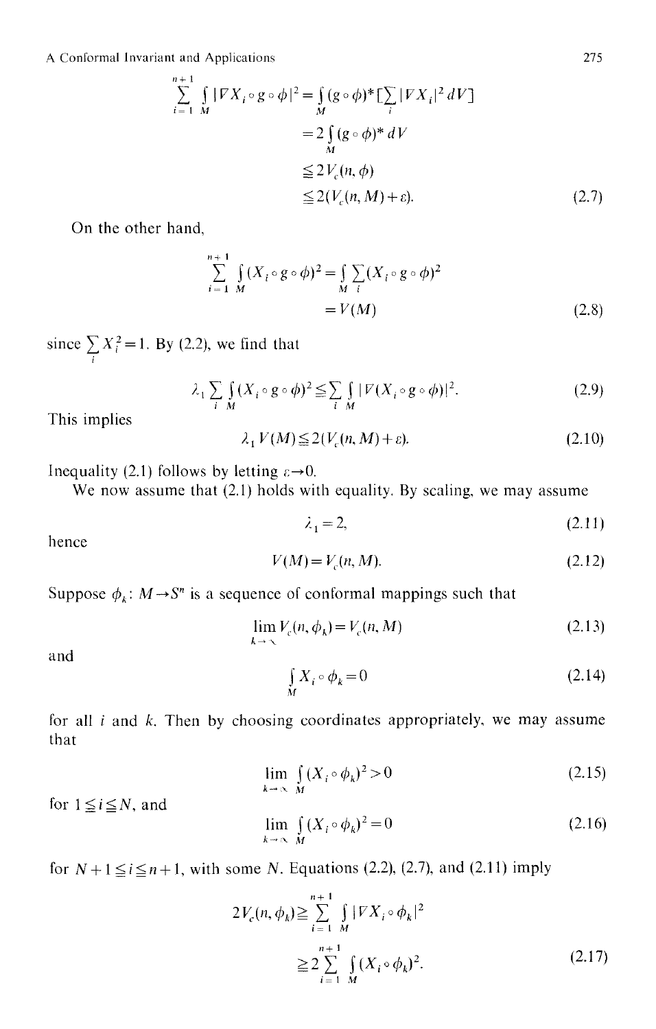$$\sum_{i=1}^{n+1} \int_M |\nabla X_i \circ g \circ \phi|^2 = \int_M (g \circ \phi)^* [\sum_i |\nabla X_i|^2 dV]$$

$$= 2 \int_M (g \circ \phi)^* dV$$

$$\leqq 2 V_c(n, \phi)$$

$$\leqq 2(V_c(n, M) + \varepsilon). \tag{2.7}$$

On the other hand,

$$\sum_{i=1}^{n+1} \int_M (X_i \circ g \circ \phi)^2 = \int_M \sum_i (X_i \circ g \circ \phi)^2$$

$$= V(M) \tag{2.8}$$

since $\sum_i X_i^2 = 1$. By (2.2), we find that

$$\lambda_1 \sum_i \int_M (X_i \circ g \circ \phi)^2 \leqq \sum_i \int_M |\nabla (X_i \circ g \circ \phi)|^2. \tag{2.9}$$

This implies

$$\lambda_1 V(M) \leqq 2(V_c(n, M) + \varepsilon). \tag{2.10}$$

Inequality (2.1) follows by letting $\varepsilon \to 0$.

We now assume that (2.1) holds with equality. By scaling, we may assume

$$\lambda_1 = 2, \tag{2.11}$$

hence

$$V(M) = V_c(n, M). \tag{2.12}$$

Suppose $\phi_k : M \to S^n$ is a sequence of conformal mappings such that

$$\lim_{k \to \infty} V_c(n, \phi_k) = V_c(n, M) \tag{2.13}$$

and

$$\int_M X_i \circ \phi_k = 0 \tag{2.14}$$

for all $i$ and $k$. Then by choosing coordinates appropriately, we may assume that

$$\lim_{k \to \infty} \int_M (X_i \circ \phi_k)^2 > 0 \tag{2.15}$$

for $1 \leqq i \leqq N$, and

$$\lim_{k \to \infty} \int_M (X_i \circ \phi_k)^2 = 0 \tag{2.16}$$

for $N+1 \leqq i \leqq n+1$, with some $N$. Equations (2.2), (2.7), and (2.11) imply

$$2V_c(n, \phi_k) \geqq \sum_{i=1}^{n+1} \int_M |\nabla X_i \circ \phi_k|^2$$

$$\geqq 2 \sum_{i=1}^{n+1} \int_M (X_i \circ \phi_k)^2. \tag{2.17}$$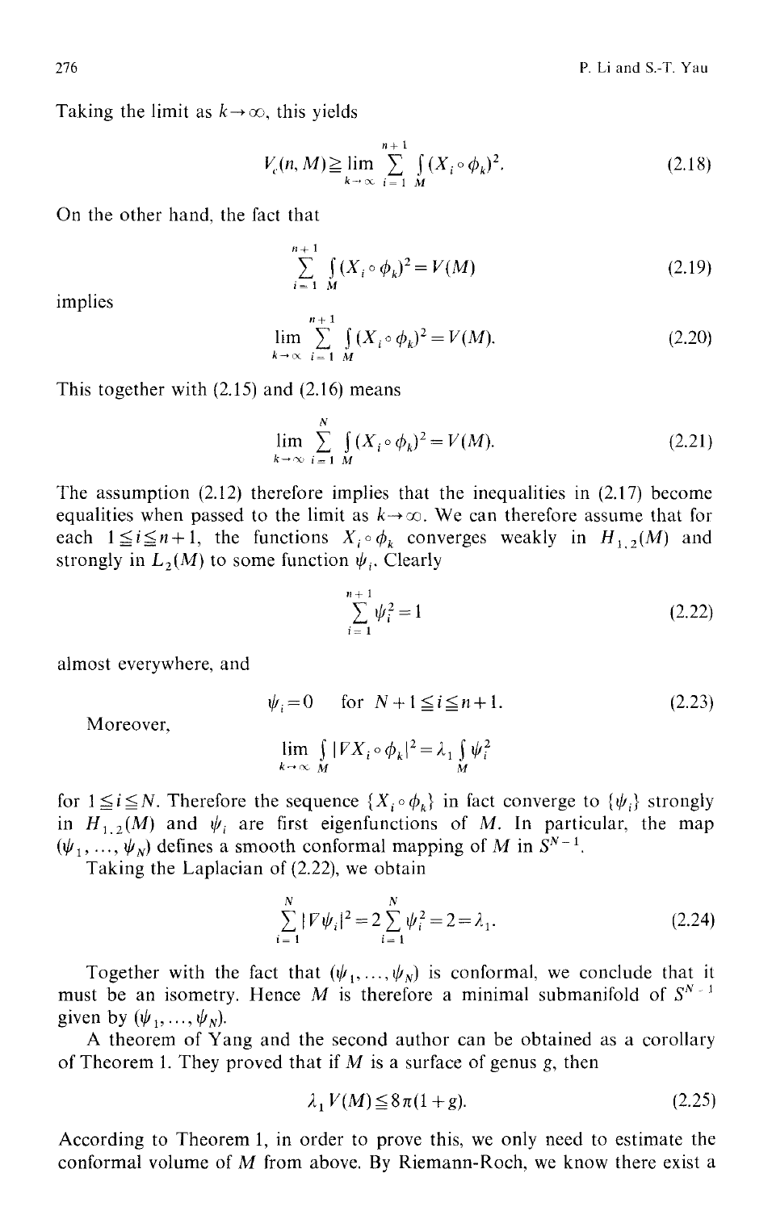Taking the limit as $k \to \infty$, this yields

$$V_c(n, M) \geqq \lim_{k \to \infty} \sum_{i=1}^{n+1} \int_M (X_i \circ \phi_k)^2. \tag{2.18}$$

On the other hand, the fact that

$$\sum_{i=1}^{n+1} \int_M (X_i \circ \phi_k)^2 = V(M) \tag{2.19}$$

implies

$$\lim_{k \to \infty} \sum_{i=1}^{n+1} \int_M (X_i \circ \phi_k)^2 = V(M). \tag{2.20}$$

This together with (2.15) and (2.16) means

$$\lim_{k \to \infty} \sum_{i=1}^{N} \int_M (X_i \circ \phi_k)^2 = V(M). \tag{2.21}$$

The assumption (2.12) therefore implies that the inequalities in (2.17) become equalities when passed to the limit as $k \to \infty$. We can therefore assume that for each $1 \leqq i \leqq n+1$, the functions $X_i \circ \phi_k$ converges weakly in $H_{1,2}(M)$ and strongly in $L_2(M)$ to some function $\psi_i$. Clearly

$$\sum_{i=1}^{n+1} \psi_i^2 = 1 \tag{2.22}$$

almost everywhere, and

$$\psi_i = 0 \quad \text{for } N+1 \leqq i \leqq n+1. \tag{2.23}$$

Moreover,

$$\lim_{k \to \infty} \int_M |\nabla X_i \circ \phi_k|^2 = \lambda_1 \int_M \psi_i^2$$

for $1 \leqq i \leqq N$. Therefore the sequence $\{X_i \circ \phi_k\}$ in fact converge to $\{\psi_i\}$ strongly in $H_{1,2}(M)$ and $\psi_i$ are first eigenfunctions of $M$. In particular, the map $(\psi_1, \ldots, \psi_N)$ defines a smooth conformal mapping of $M$ in $S^{N-1}$.

Taking the Laplacian of (2.22), we obtain

$$\sum_{i=1}^{N} |\nabla \psi_i|^2 = 2 \sum_{i=1}^{N} \psi_i^2 = 2 = \lambda_1. \tag{2.24}$$

Together with the fact that $(\psi_1, \ldots, \psi_N)$ is conformal, we conclude that it must be an isometry. Hence $M$ is therefore a minimal submanifold of $S^{N-1}$ given by $(\psi_1, \ldots, \psi_N)$.

A theorem of Yang and the second author can be obtained as a corollary of Theorem 1. They proved that if $M$ is a surface of genus $g$, then

$$\lambda_1 V(M) \leqq 8\pi(1+g). \tag{2.25}$$

According to Theorem 1, in order to prove this, we only need to estimate the conformal volume of $M$ from above. By Riemann-Roch, we know there exist a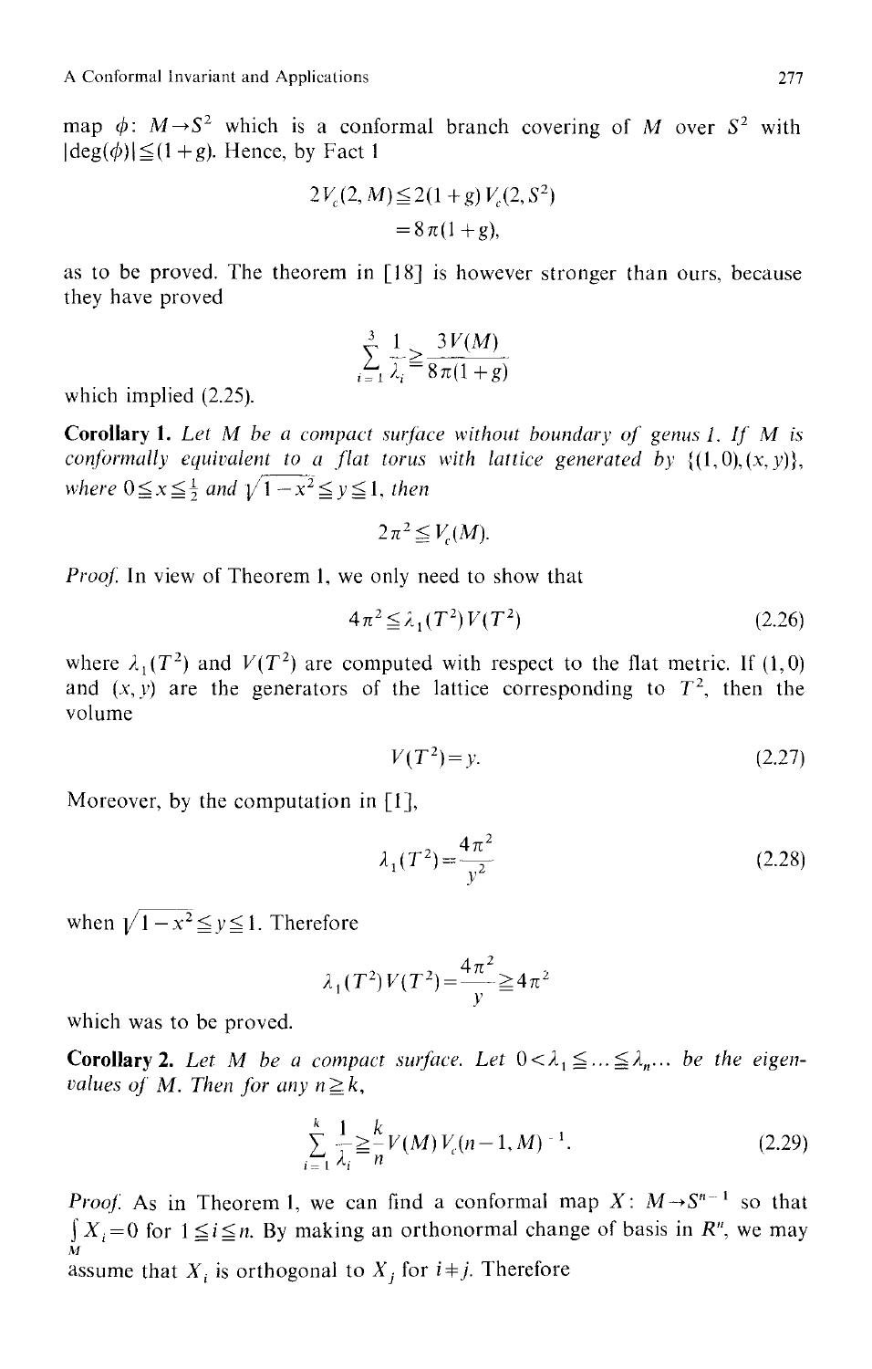map $\phi$: $M \to S^2$ which is a conformal branch covering of $M$ over $S^2$ with $|\deg(\phi)| \leqq (1+g)$. Hence, by Fact 1

$$2V_c(2, M) \leqq 2(1+g) V_c(2, S^2)$$
$$= 8\pi(1+g),$$

as to be proved. The theorem in [18] is however stronger than ours, because they have proved

$$\sum_{i=1}^{3} \frac{1}{\lambda_i} \geqq \frac{3V(M)}{8\pi(1+g)}$$

which implied (2.25).

**Corollary 1.** *Let $M$ be a compact surface without boundary of genus 1. If $M$ is conformally equivalent to a flat torus with lattice generated by $\{(1,0),(x,y)\}$, where $0 \leqq x \leqq \frac{1}{2}$ and $\sqrt{1-x^2} \leqq y \leqq 1$, then*

$$2\pi^2 \leqq V_c(M).$$

*Proof.* In view of Theorem 1, we only need to show that

$$4\pi^2 \leqq \lambda_1(T^2) V(T^2) \tag{2.26}$$

where $\lambda_1(T^2)$ and $V(T^2)$ are computed with respect to the flat metric. If $(1,0)$ and $(x,y)$ are the generators of the lattice corresponding to $T^2$, then the volume

$$V(T^2) = y. \tag{2.27}$$

Moreover, by the computation in [1],

$$\lambda_1(T^2) = \frac{4\pi^2}{y^2} \tag{2.28}$$

when $\sqrt{1-x^2} \leqq y \leqq 1$. Therefore

$$\lambda_1(T^2) V(T^2) = \frac{4\pi^2}{y} \geqq 4\pi^2$$

which was to be proved.

**Corollary 2.** *Let $M$ be a compact surface. Let $0 < \lambda_1 \leqq \ldots \leqq \lambda_n \ldots$ be the eigenvalues of $M$. Then for any $n \geqq k$,*

$$\sum_{i=1}^{k} \frac{1}{\lambda_i} \geqq \frac{k}{n} V(M) V_c(n-1, M)^{-1}. \tag{2.29}$$

*Proof.* As in Theorem 1, we can find a conformal map $X$: $M \to S^{n-1}$ so that $\int_M X_i = 0$ for $1 \leqq i \leqq n$. By making an orthonormal change of basis in $R^n$, we may assume that $X_i$ is orthogonal to $X_j$ for $i \neq j$. Therefore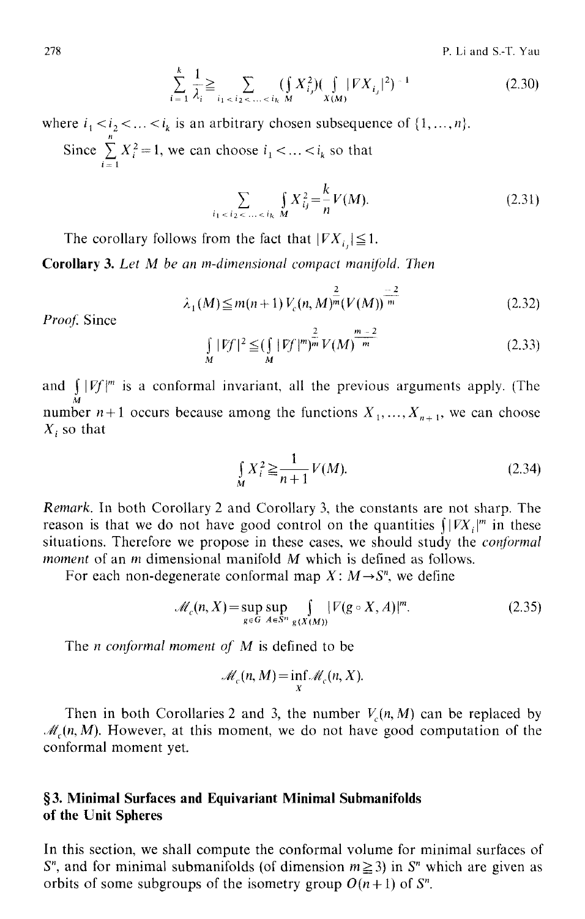$$\sum_{i=1}^{k} \frac{1}{\lambda_i} \geqq \sum_{i_1 < i_2 < \ldots < i_k} \left(\int_M X_{i_j}^2\right)\left(\int_{X(M)} |\nabla X_{i_j}|^2\right)^{-1} \tag{2.30}$$

where $i_1 < i_2 < \ldots < i_k$ is an arbitrary chosen subsequence of $\{1, \ldots, n\}$.

Since $\sum_{i=1}^{n} X_i^2 = 1$, we can choose $i_1 < \ldots < i_k$ so that

$$\sum_{i_1 < i_2 < \ldots < i_k} \int_M X_{i_j}^2 = \frac{k}{n} V(M). \tag{2.31}$$

The corollary follows from the fact that $|\nabla X_{i_j}| \leqq 1$.

**Corollary 3.** *Let $M$ be an $m$-dimensional compact manifold. Then*

$$\lambda_1(M) \leqq m(n+1) V_c(n, M)^{\frac{2}{m}} (V(M))^{\frac{-2}{m}} \tag{2.32}$$

*Proof.* Since

$$\int_M |\nabla f|^2 \leqq \left(\int_M |\nabla f|^m\right)^{\frac{2}{m}} V(M)^{\frac{m-2}{m}} \tag{2.33}$$

and $\int_M |\nabla f|^m$ is a conformal invariant, all the previous arguments apply. (The number $n+1$ occurs because among the functions $X_1, \ldots, X_{n+1}$, we can choose $X_i$ so that

$$\int_M X_i^2 \geqq \frac{1}{n+1} V(M). \tag{2.34}$$

*Remark.* In both Corollary 2 and Corollary 3, the constants are not sharp. The reason is that we do not have good control on the quantities $\int |\nabla X_i|^m$ in these situations. Therefore we propose in these cases, we should study the *conformal moment* of an $m$ dimensional manifold $M$ which is defined as follows.

For each non-degenerate conformal map $X: M \to S^n$, we define

$$\mathcal{M}_c(n, X) = \sup_{g \in G} \sup_{A \in S^n} \int_{g(X(M))} |\nabla(g \circ X, A)|^m. \tag{2.35}$$

The *$n$ conformal moment of $M$* is defined to be

$$\mathcal{M}_c(n, M) = \inf_X \mathcal{M}_c(n, X).$$

Then in both Corollaries 2 and 3, the number $V_c(n, M)$ can be replaced by $\mathcal{M}_c(n, M)$. However, at this moment, we do not have good computation of the conformal moment yet.

## §3. Minimal Surfaces and Equivariant Minimal Submanifolds of the Unit Spheres

In this section, we shall compute the conformal volume for minimal surfaces of $S^n$, and for minimal submanifolds (of dimension $m \geqq 3$) in $S^n$ which are given as orbits of some subgroups of the isometry group $O(n+1)$ of $S^n$.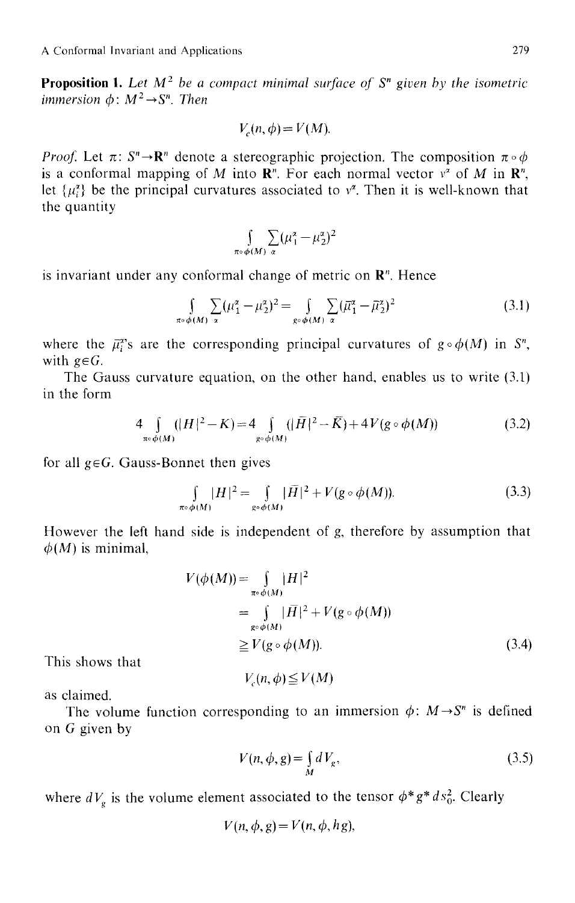**Proposition 1.** *Let $M^2$ be a compact minimal surface of $S^n$ given by the isometric immersion $\phi: M^2 \to S^n$. Then*

$$V_c(n, \phi) = V(M).$$

*Proof.* Let $\pi: S^n \to \mathbf{R}^n$ denote a stereographic projection. The composition $\pi \circ \phi$ is a conformal mapping of $M$ into $\mathbf{R}^n$. For each normal vector $v^\alpha$ of $M$ in $\mathbf{R}^n$, let $\{\mu_i^\alpha\}$ be the principal curvatures associated to $v^\alpha$. Then it is well-known that the quantity

$$\int_{\pi \circ \phi(M)} \sum_\alpha (\mu_1^\alpha - \mu_2^\alpha)^2$$

is invariant under any conformal change of metric on $\mathbf{R}^n$. Hence

$$\int_{\pi \circ \phi(M)} \sum_\alpha (\mu_1^\alpha - \mu_2^\alpha)^2 = \int_{g \circ \phi(M)} \sum_\alpha (\bar{\mu}_1^\alpha - \bar{\mu}_2^\alpha)^2 \tag{3.1}$$

where the $\bar{\mu}_i^\alpha$'s are the corresponding principal curvatures of $g \circ \phi(M)$ in $S^n$, with $g \in G$.

The Gauss curvature equation, on the other hand, enables us to write (3.1) in the form

$$4 \int_{\pi \circ \phi(M)} (|H|^2 - K) = 4 \int_{g \circ \phi(M)} (|\bar{H}|^2 - \bar{K}) + 4V(g \circ \phi(M)) \tag{3.2}$$

for all $g \in G$. Gauss-Bonnet then gives

$$\int_{\pi \circ \phi(M)} |H|^2 = \int_{g \circ \phi(M)} |\bar{H}|^2 + V(g \circ \phi(M)). \tag{3.3}$$

However the left hand side is independent of $g$, therefore by assumption that $\phi(M)$ is minimal,

$$\begin{aligned} V(\phi(M)) &= \int_{\pi \circ \phi(M)} |H|^2 \\ &= \int_{g \circ \phi(M)} |\bar{H}|^2 + V(g \circ \phi(M)) \\ &\geq V(g \circ \phi(M)). \end{aligned} \tag{3.4}$$

This shows that

$$V_c(n, \phi) \leq V(M)$$

as claimed.

The volume function corresponding to an immersion $\phi: M \to S^n$ is defined on $G$ given by

$$V(n, \phi, g) = \int_M dV_g, \tag{3.5}$$

where $dV_g$ is the volume element associated to the tensor $\phi^* g^* ds_0^2$. Clearly

$$V(n, \phi, g) = V(n, \phi, hg),$$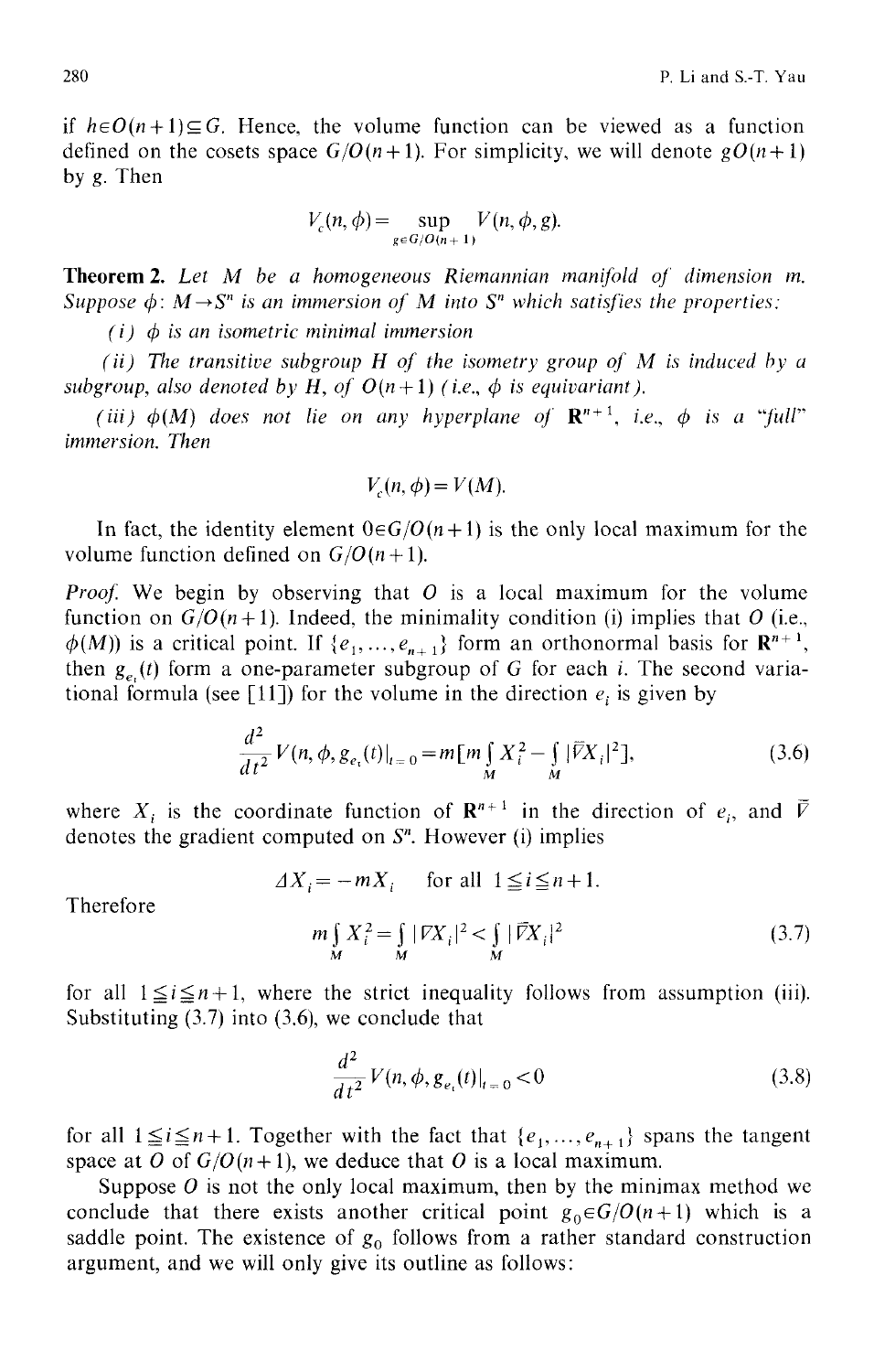if $h \in O(n+1) \subseteq G$. Hence, the volume function can be viewed as a function defined on the cosets space $G/O(n+1)$. For simplicity, we will denote $gO(n+1)$ by $g$. Then

$$V_c(n, \phi) = \sup_{g \in G/O(n+1)} V(n, \phi, g).$$

**Theorem 2.** *Let $M$ be a homogeneous Riemannian manifold of dimension $m$. Suppose $\phi: M \to S^n$ is an immersion of $M$ into $S^n$ which satisfies the properties:*

*(i) $\phi$ is an isometric minimal immersion*

*(ii) The transitive subgroup $H$ of the isometry group of $M$ is induced by a subgroup, also denoted by $H$, of $O(n+1)$ (i.e., $\phi$ is equivariant).*

*(iii) $\phi(M)$ does not lie on any hyperplane of $\mathbf{R}^{n+1}$, i.e., $\phi$ is a "full" immersion. Then*

$$V_c(n, \phi) = V(M).$$

In fact, the identity element $0 \in G/O(n+1)$ is the only local maximum for the volume function defined on $G/O(n+1)$.

*Proof.* We begin by observing that $O$ is a local maximum for the volume function on $G/O(n+1)$. Indeed, the minimality condition (i) implies that $O$ (i.e., $\phi(M)$) is a critical point. If $\{e_1, \ldots, e_{n+1}\}$ form an orthonormal basis for $\mathbf{R}^{n+1}$, then $g_{e_i}(t)$ form a one-parameter subgroup of $G$ for each $i$. The second variational formula (see [11]) for the volume in the direction $e_i$ is given by

$$\frac{d^2}{dt^2} V(n, \phi, g_{e_i}(t))|_{t=0} = m\left[m \int_M X_i^2 - \int_M |\bar{\nabla} X_i|^2\right], \tag{3.6}$$

where $X_i$ is the coordinate function of $\mathbf{R}^{n+1}$ in the direction of $e_i$, and $\bar{\nabla}$ denotes the gradient computed on $S^n$. However (i) implies

$$\Delta X_i = -m X_i \quad \text{for all } 1 \leqq i \leqq n+1.$$

Therefore

$$m \int_M X_i^2 = \int_M |\nabla X_i|^2 < \int_M |\bar{\nabla} X_i|^2 \tag{3.7}$$

for all $1 \leqq i \leqq n+1$, where the strict inequality follows from assumption (iii). Substituting (3.7) into (3.6), we conclude that

$$\frac{d^2}{dt^2} V(n, \phi, g_{e_i}(t))|_{t=0} < 0 \tag{3.8}$$

for all $1 \leqq i \leqq n+1$. Together with the fact that $\{e_1, \ldots, e_{n+1}\}$ spans the tangent space at $O$ of $G/O(n+1)$, we deduce that $O$ is a local maximum.

Suppose $O$ is not the only local maximum, then by the minimax method we conclude that there exists another critical point $g_0 \in G/O(n+1)$ which is a saddle point. The existence of $g_0$ follows from a rather standard construction argument, and we will only give its outline as follows: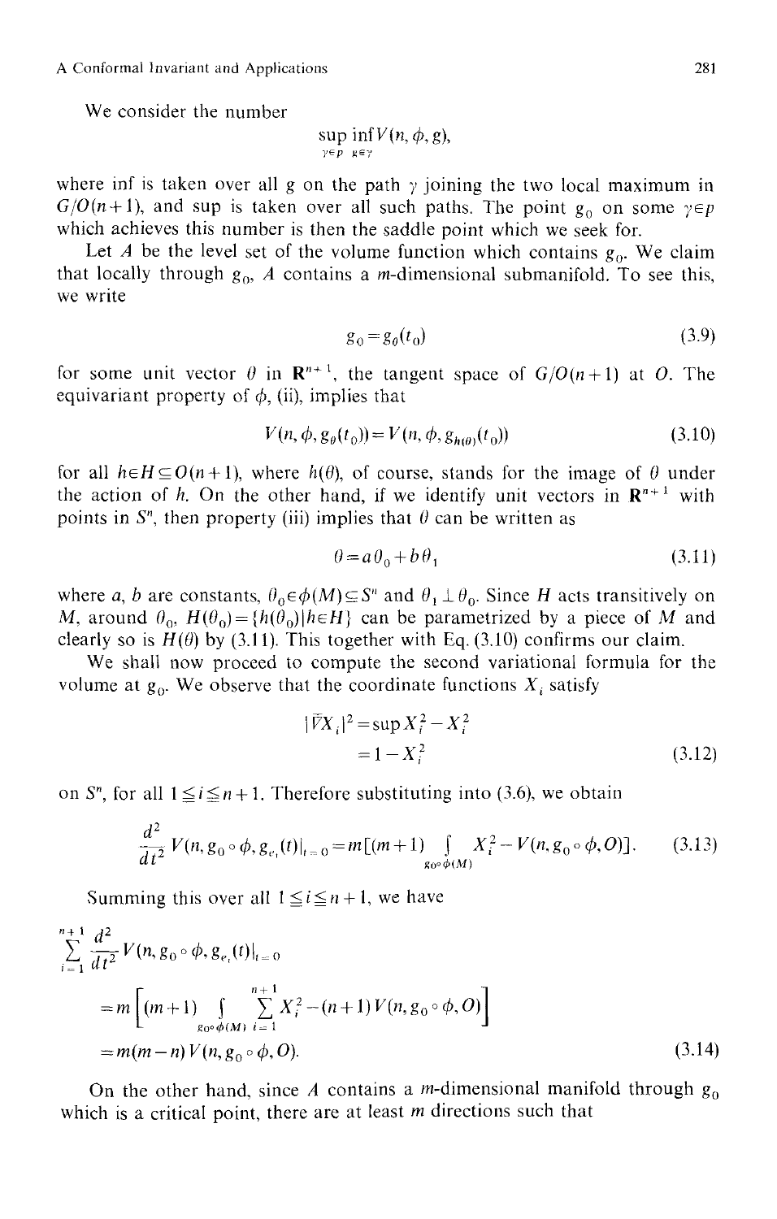We consider the number

$$\sup_{\gamma \in p} \inf_{g \in \gamma} V(n, \phi, g),$$

where inf is taken over all g on the path $\gamma$ joining the two local maximum in $G/O(n+1)$, and sup is taken over all such paths. The point $g_0$ on some $\gamma \in p$ which achieves this number is then the saddle point which we seek for.

Let $A$ be the level set of the volume function which contains $g_0$. We claim that locally through $g_0$, $A$ contains a $m$-dimensional submanifold. To see this, we write

$$g_0 = g_\theta(t_0) \tag{3.9}$$

for some unit vector $\theta$ in $\mathbf{R}^{n+1}$, the tangent space of $G/O(n+1)$ at $O$. The equivariant property of $\phi$, (ii), implies that

$$V(n, \phi, g_\theta(t_0)) = V(n, \phi, g_{h(\theta)}(t_0)) \tag{3.10}$$

for all $h \in H \subseteq O(n+1)$, where $h(\theta)$, of course, stands for the image of $\theta$ under the action of $h$. On the other hand, if we identify unit vectors in $\mathbf{R}^{n+1}$ with points in $S^n$, then property (iii) implies that $\theta$ can be written as

$$\theta = a\theta_0 + b\theta_1 \tag{3.11}$$

where $a$, $b$ are constants, $\theta_0 \in \phi(M) \subseteq S^n$ and $\theta_1 \perp \theta_0$. Since $H$ acts transitively on $M$, around $\theta_0$, $H(\theta_0) = \{h(\theta_0) | h \in H\}$ can be parametrized by a piece of $M$ and clearly so is $H(\theta)$ by (3.11). This together with Eq. (3.10) confirms our claim.

We shall now proceed to compute the second variational formula for the volume at $g_0$. We observe that the coordinate functions $X_i$ satisfy

$$\begin{aligned} |\bar{V}X_i|^2 &= \sup X_i^2 - X_i^2 \\ &= 1 - X_i^2 \end{aligned} \tag{3.12}$$

on $S^n$, for all $1 \leqq i \leqq n+1$. Therefore substituting into (3.6), we obtain

$$\frac{d^2}{dt^2} V(n, g_0 \circ \phi, g_{e_i}(t)|_{t=0} = m\left[(m+1) \int_{g_0 \circ \phi(M)} X_i^2 - V(n, g_0 \circ \phi, O)\right]. \tag{3.13}$$

Summing this over all $1 \leqq i \leqq n+1$, we have

$$\begin{aligned} &\sum_{i=1}^{n+1} \frac{d^2}{dt^2} V(n, g_0 \circ \phi, g_{e_i}(t)|_{t=0} \\ &= m\left[(m+1) \int_{g_0 \circ \phi(M)} \sum_{i=1}^{n+1} X_i^2 - (n+1) V(n, g_0 \circ \phi, O)\right] \\ &= m(m-n) V(n, g_0 \circ \phi, O). \end{aligned} \tag{3.14}$$

On the other hand, since $A$ contains a $m$-dimensional manifold through $g_0$ which is a critical point, there are at least $m$ directions such that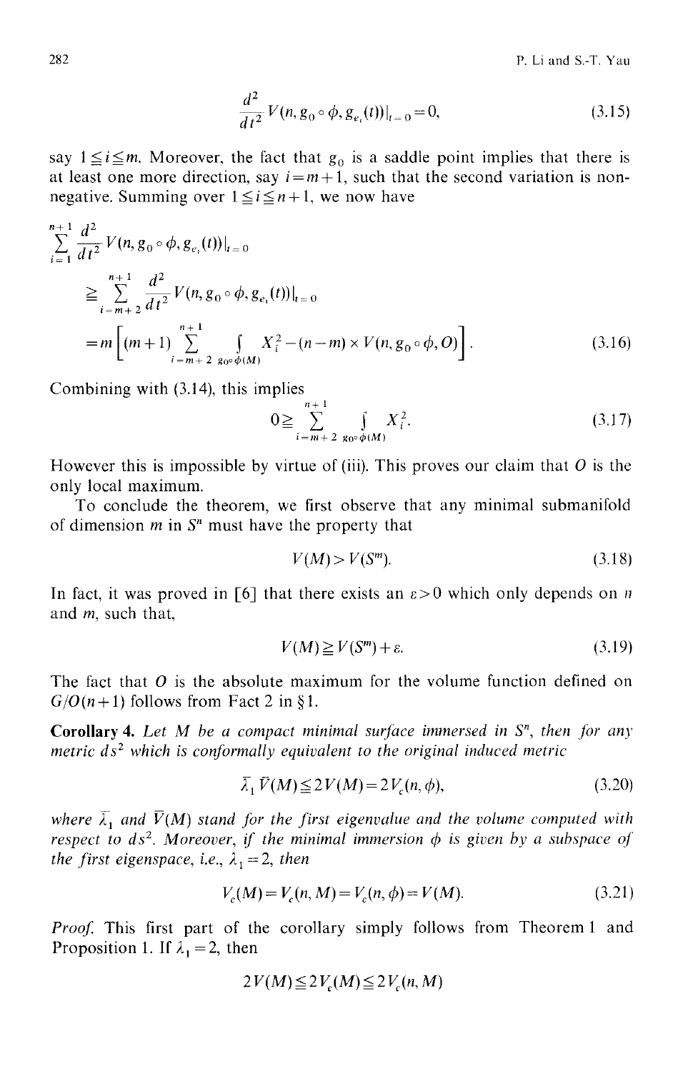$$\frac{d^2}{dt^2} V(n, g_0 \circ \phi, g_{e_i}(t))|_{t=0} = 0, \tag{3.15}$$

say $1 \leq i \leq m$. Moreover, the fact that $g_0$ is a saddle point implies that there is at least one more direction, say $i = m+1$, such that the second variation is non-negative. Summing over $1 \leq i \leq n+1$, we now have

$$\begin{aligned}
&\sum_{i=1}^{n+1} \frac{d^2}{dt^2} V(n, g_0 \circ \phi, g_{e_i}(t))|_{t=0} \\
&\geq \sum_{i=m+2}^{n+1} \frac{d^2}{dt^2} V(n, g_0 \circ \phi, g_{e_i}(t))|_{t=0} \\
&= m \left[ (m+1) \sum_{i=m+2}^{n+1} \int_{g_0 \circ \phi(M)} X_i^2 - (n-m) \times V(n, g_0 \circ \phi, O) \right].
\end{aligned} \tag{3.16}$$

Combining with (3.14), this implies

$$0 \geq \sum_{i=m+2}^{n+1} \int_{g_0 \circ \phi(M)} X_i^2. \tag{3.17}$$

However this is impossible by virtue of (iii). This proves our claim that $O$ is the only local maximum.

To conclude the theorem, we first observe that any minimal submanifold of dimension $m$ in $S^n$ must have the property that

$$V(M) > V(S^m). \tag{3.18}$$

In fact, it was proved in [6] that there exists an $\varepsilon > 0$ which only depends on $n$ and $m$, such that,

$$V(M) \geq V(S^m) + \varepsilon. \tag{3.19}$$

The fact that $O$ is the absolute maximum for the volume function defined on $G/O(n+1)$ follows from Fact 2 in §1.

**Corollary 4.** *Let $M$ be a compact minimal surface immersed in $S^n$, then for any metric $ds^2$ which is conformally equivalent to the original induced metric*

$$\bar{\lambda}_1 \bar{V}(M) \leq 2V(M) = 2V_c(n, \phi), \tag{3.20}$$

*where $\bar{\lambda}_1$ and $\bar{V}(M)$ stand for the first eigenvalue and the volume computed with respect to $ds^2$. Moreover, if the minimal immersion $\phi$ is given by a subspace of the first eigenspace, i.e., $\lambda_1 = 2$, then*

$$V_c(M) = V_c(n, M) = V_c(n, \phi) = V(M). \tag{3.21}$$

*Proof.* This first part of the corollary simply follows from Theorem 1 and Proposition 1. If $\lambda_1 = 2$, then

$$2V(M) \leq 2V_c(M) \leq 2V_c(n, M)$$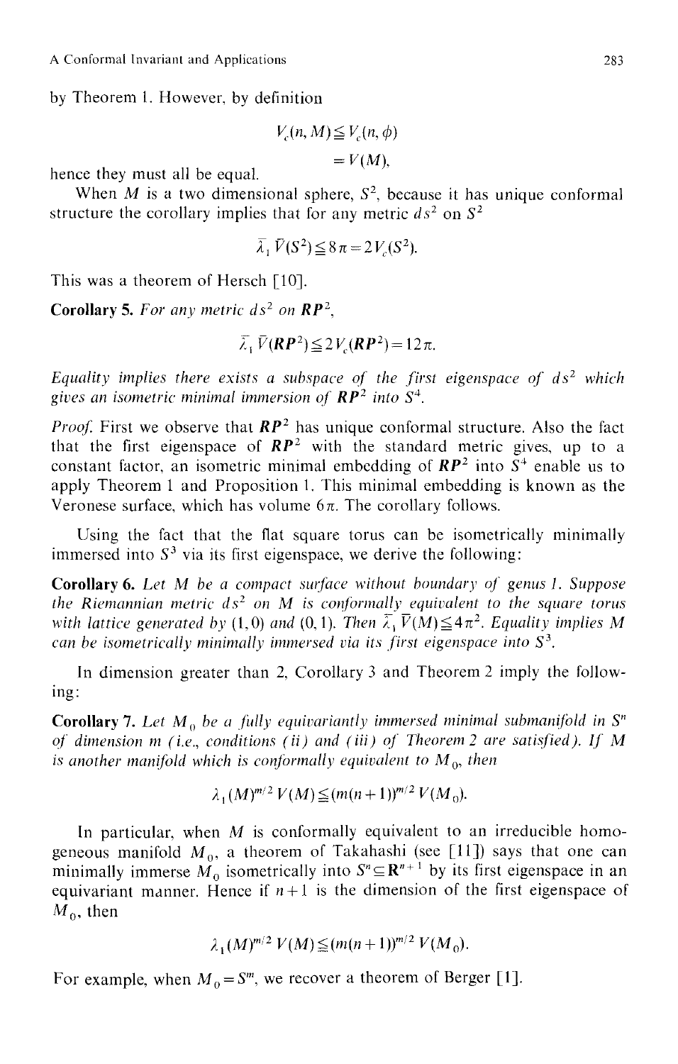by Theorem 1. However, by definition

$$V_c(n, M) \leqq V_c(n, \phi) = V(M),$$

hence they must all be equal.

When $M$ is a two dimensional sphere, $S^2$, because it has unique conformal structure the corollary implies that for any metric $ds^2$ on $S^2$

$$\bar{\lambda}_1 \bar{V}(S^2) \leqq 8\pi = 2V_c(S^2).$$

This was a theorem of Hersch [10].

**Corollary 5.** *For any metric $ds^2$ on $\mathbf{RP}^2$,*

$$\bar{\lambda}_1 \bar{V}(\mathbf{RP}^2) \leqq 2V_c(\mathbf{RP}^2) = 12\pi.$$

*Equality implies there exists a subspace of the first eigenspace of $ds^2$ which gives an isometric minimal immersion of $\mathbf{RP}^2$ into $S^4$.*

*Proof.* First we observe that $\mathbf{RP}^2$ has unique conformal structure. Also the fact that the first eigenspace of $\mathbf{RP}^2$ with the standard metric gives, up to a constant factor, an isometric minimal embedding of $\mathbf{RP}^2$ into $S^4$ enable us to apply Theorem 1 and Proposition 1. This minimal embedding is known as the Veronese surface, which has volume $6\pi$. The corollary follows.

Using the fact that the flat square torus can be isometrically minimally immersed into $S^3$ via its first eigenspace, we derive the following:

**Corollary 6.** *Let $M$ be a compact surface without boundary of genus 1. Suppose the Riemannian metric $ds^2$ on $M$ is conformally equivalent to the square torus with lattice generated by $(1,0)$ and $(0,1)$. Then $\bar{\lambda}_1 \bar{V}(M) \leqq 4\pi^2$. Equality implies $M$ can be isometrically minimally immersed via its first eigenspace into $S^3$.*

In dimension greater than 2, Corollary 3 and Theorem 2 imply the following:

**Corollary 7.** *Let $M_0$ be a fully equivariantly immersed minimal submanifold in $S^n$ of dimension $m$ (i.e., conditions (ii) and (iii) of Theorem 2 are satisfied). If $M$ is another manifold which is conformally equivalent to $M_0$, then*

$$\lambda_1(M)^{m/2} V(M) \leqq (m(n+1))^{m/2} V(M_0).$$

In particular, when $M$ is conformally equivalent to an irreducible homogeneous manifold $M_0$, a theorem of Takahashi (see [11]) says that one can minimally immerse $M_0$ isometrically into $S^n \subseteq \mathbf{R}^{n+1}$ by its first eigenspace in an equivariant manner. Hence if $n+1$ is the dimension of the first eigenspace of $M_0$, then

$$\lambda_1(M)^{m/2} V(M) \leqq (m(n+1))^{m/2} V(M_0).$$

For example, when $M_0 = S^m$, we recover a theorem of Berger [1].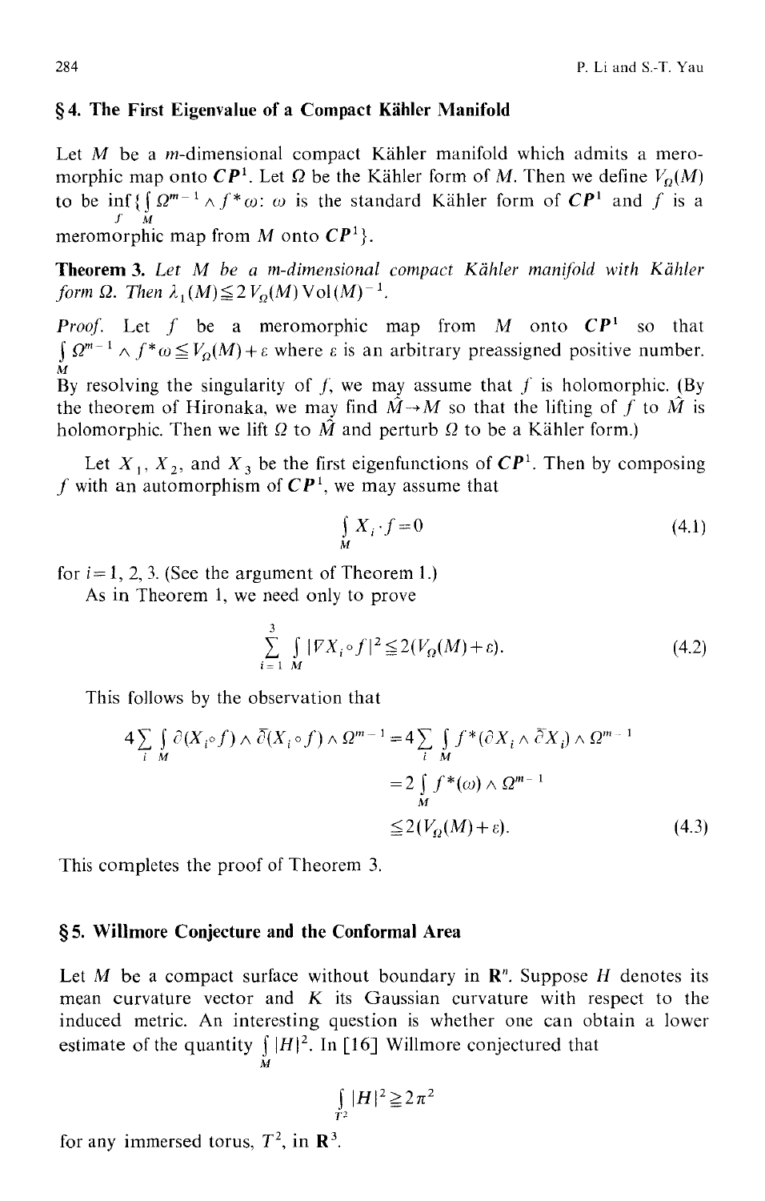## § 4. The First Eigenvalue of a Compact Kähler Manifold

Let $M$ be a $m$-dimensional compact Kähler manifold which admits a meromorphic map onto $\boldsymbol{CP}^1$. Let $\Omega$ be the Kähler form of $M$. Then we define $V_\Omega(M)$ to be $\inf_f\{\int_M \Omega^{m-1}\wedge f^*\omega$: $\omega$ is the standard Kähler form of $\boldsymbol{CP}^1$ and $f$ is a meromorphic map from $M$ onto $\boldsymbol{CP}^1\}$.

**Theorem 3.** *Let $M$ be a m-dimensional compact Kähler manifold with Kähler form $\Omega$. Then $\lambda_1(M)\leqq 2V_\Omega(M)\operatorname{Vol}(M)^{-1}$.*

*Proof.* Let $f$ be a meromorphic map from $M$ onto $\boldsymbol{CP}^1$ so that $\int_M \Omega^{m-1}\wedge f^*\omega\leqq V_\Omega(M)+\varepsilon$ where $\varepsilon$ is an arbitrary preassigned positive number. By resolving the singularity of $f$, we may assume that $f$ is holomorphic. (By the theorem of Hironaka, we may find $\hat{M}\to M$ so that the lifting of $f$ to $\hat{M}$ is holomorphic. Then we lift $\Omega$ to $\hat{M}$ and perturb $\Omega$ to be a Kähler form.)

Let $X_1$, $X_2$, and $X_3$ be the first eigenfunctions of $\boldsymbol{CP}^1$. Then by composing $f$ with an automorphism of $\boldsymbol{CP}^1$, we may assume that

$$\int_M X_i\cdot f=0 \tag{4.1}$$

for $i=1,2,3$. (See the argument of Theorem 1.)

As in Theorem 1, we need only to prove

$$\sum_{i=1}^{3}\int_M |\nabla X_i\circ f|^2\leqq 2(V_\Omega(M)+\varepsilon). \tag{4.2}$$

This follows by the observation that

$$\begin{aligned}4\sum_i\int_M \partial(X_i\circ f)\wedge\bar\partial(X_i\circ f)\wedge\Omega^{m-1}&=4\sum_i\int_M f^*(\partial X_i\wedge\bar\partial X_i)\wedge\Omega^{m-1}\\&=2\int_M f^*(\omega)\wedge\Omega^{m-1}\\&\leqq 2(V_\Omega(M)+\varepsilon).\end{aligned} \tag{4.3}$$

This completes the proof of Theorem 3.

## § 5. Willmore Conjecture and the Conformal Area

Let $M$ be a compact surface without boundary in $\mathbf{R}^n$. Suppose $H$ denotes its mean curvature vector and $K$ its Gaussian curvature with respect to the induced metric. An interesting question is whether one can obtain a lower estimate of the quantity $\int_M |H|^2$. In [16] Willmore conjectured that

$$\int_{T^2}|H|^2\geqq 2\pi^2$$

for any immersed torus, $T^2$, in $\mathbf{R}^3$.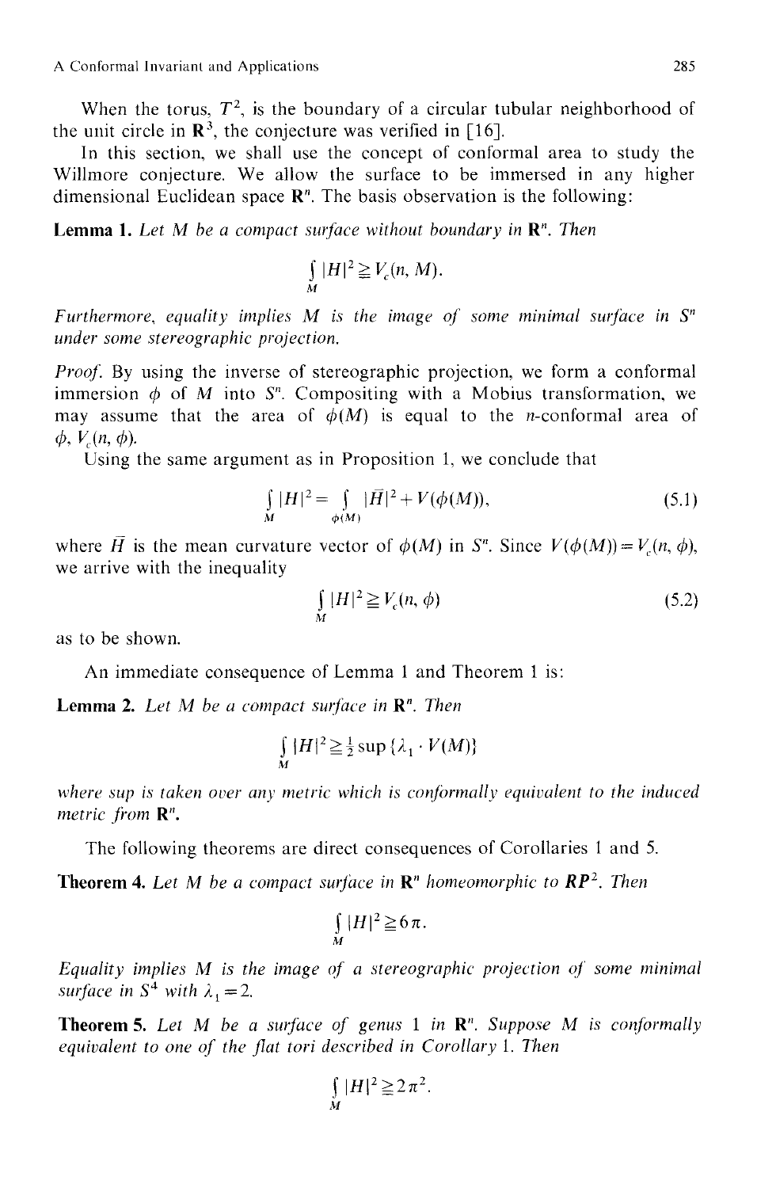When the torus, $T^2$, is the boundary of a circular tubular neighborhood of the unit circle in $\mathbf{R}^3$, the conjecture was verified in [16].

In this section, we shall use the concept of conformal area to study the Willmore conjecture. We allow the surface to be immersed in any higher dimensional Euclidean space $\mathbf{R}^n$. The basis observation is the following:

**Lemma 1.** *Let $M$ be a compact surface without boundary in $\mathbf{R}^n$. Then*

$$\int_M |H|^2 \geqq V_c(n, M).$$

*Furthermore, equality implies $M$ is the image of some minimal surface in $S^n$ under some stereographic projection.*

*Proof.* By using the inverse of stereographic projection, we form a conformal immersion $\phi$ of $M$ into $S^n$. Compositing with a Mobius transformation, we may assume that the area of $\phi(M)$ is equal to the $n$-conformal area of $\phi$, $V_c(n, \phi)$.

Using the same argument as in Proposition 1, we conclude that

$$\int_M |H|^2 = \int_{\phi(M)} |\bar{H}|^2 + V(\phi(M)), \tag{5.1}$$

where $\bar{H}$ is the mean curvature vector of $\phi(M)$ in $S^n$. Since $V(\phi(M)) = V_c(n, \phi)$, we arrive with the inequality

$$\int_M |H|^2 \geqq V_c(n, \phi) \tag{5.2}$$

as to be shown.

An immediate consequence of Lemma 1 and Theorem 1 is:

**Lemma 2.** *Let $M$ be a compact surface in $\mathbf{R}^n$. Then*

$$\int_M |H|^2 \geqq \tfrac{1}{2} \sup \{\lambda_1 \cdot V(M)\}$$

*where sup is taken over any metric which is conformally equivalent to the induced metric from $\mathbf{R}^n$.*

The following theorems are direct consequences of Corollaries 1 and 5.

**Theorem 4.** *Let $M$ be a compact surface in $\mathbf{R}^n$ homeomorphic to $\boldsymbol{RP}^2$. Then*

$$\int_M |H|^2 \geqq 6\pi.$$

*Equality implies $M$ is the image of a stereographic projection of some minimal surface in $S^4$ with $\lambda_1 = 2$.*

**Theorem 5.** *Let $M$ be a surface of genus 1 in $\mathbf{R}^n$. Suppose $M$ is conformally equivalent to one of the flat tori described in Corollary 1. Then*

$$\int_M |H|^2 \geqq 2\pi^2.$$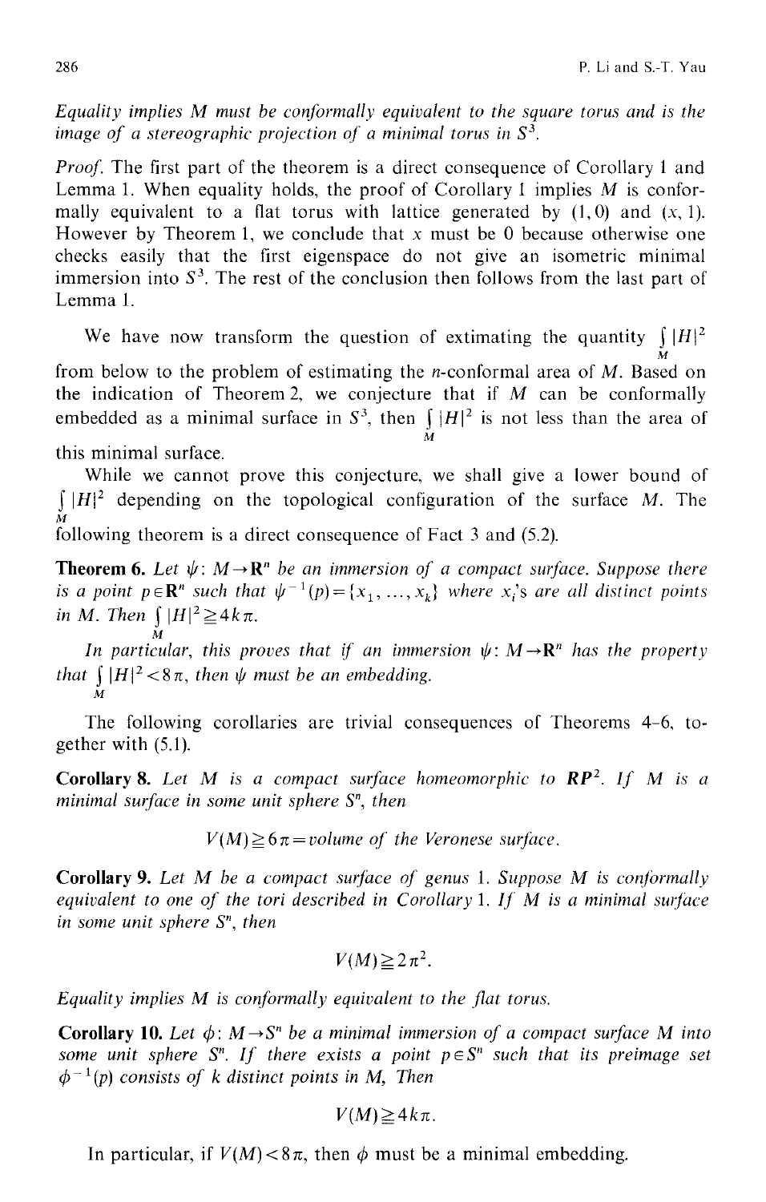*Equality implies M must be conformally equivalent to the square torus and is the image of a stereographic projection of a minimal torus in $S^3$.*

*Proof.* The first part of the theorem is a direct consequence of Corollary 1 and Lemma 1. When equality holds, the proof of Corollary 1 implies $M$ is conformally equivalent to a flat torus with lattice generated by $(1, 0)$ and $(x, 1)$. However by Theorem 1, we conclude that $x$ must be 0 because otherwise one checks easily that the first eigenspace do not give an isometric minimal immersion into $S^3$. The rest of the conclusion then follows from the last part of Lemma 1.

We have now transform the question of extimating the quantity $\int_M |H|^2$ from below to the problem of estimating the $n$-conformal area of $M$. Based on the indication of Theorem 2, we conjecture that if $M$ can be conformally embedded as a minimal surface in $S^3$, then $\int_M |H|^2$ is not less than the area of this minimal surface.

While we cannot prove this conjecture, we shall give a lower bound of $\int_M |H|^2$ depending on the topological configuration of the surface $M$. The following theorem is a direct consequence of Fact 3 and (5.2).

**Theorem 6.** *Let $\psi: M \to \mathbf{R}^n$ be an immersion of a compact surface. Suppose there is a point $p \in \mathbf{R}^n$ such that $\psi^{-1}(p) = \{x_1, \ldots, x_k\}$ where $x_i$'s are all distinct points in $M$. Then $\int_M |H|^2 \geqq 4k\pi$.*

*In particular, this proves that if an immersion $\psi: M \to \mathbf{R}^n$ has the property that $\int_M |H|^2 < 8\pi$, then $\psi$ must be an embedding.*

The following corollaries are trivial consequences of Theorems 4–6, together with (5.1).

**Corollary 8.** *Let $M$ is a compact surface homeomorphic to $\boldsymbol{RP}^2$. If $M$ is a minimal surface in some unit sphere $S^n$, then*

$$V(M) \geqq 6\pi = \text{volume of the Veronese surface.}$$

**Corollary 9.** *Let $M$ be a compact surface of genus 1. Suppose $M$ is conformally equivalent to one of the tori described in Corollary 1. If $M$ is a minimal surface in some unit sphere $S^n$, then*

$$V(M) \geqq 2\pi^2.$$

*Equality implies $M$ is conformally equivalent to the flat torus.*

**Corollary 10.** *Let $\phi: M \to S^n$ be a minimal immersion of a compact surface $M$ into some unit sphere $S^n$. If there exists a point $p \in S^n$ such that its preimage set $\phi^{-1}(p)$ consists of $k$ distinct points in $M$, Then*

$$V(M) \geqq 4k\pi.$$

In particular, if $V(M) < 8\pi$, then $\phi$ must be a minimal embedding.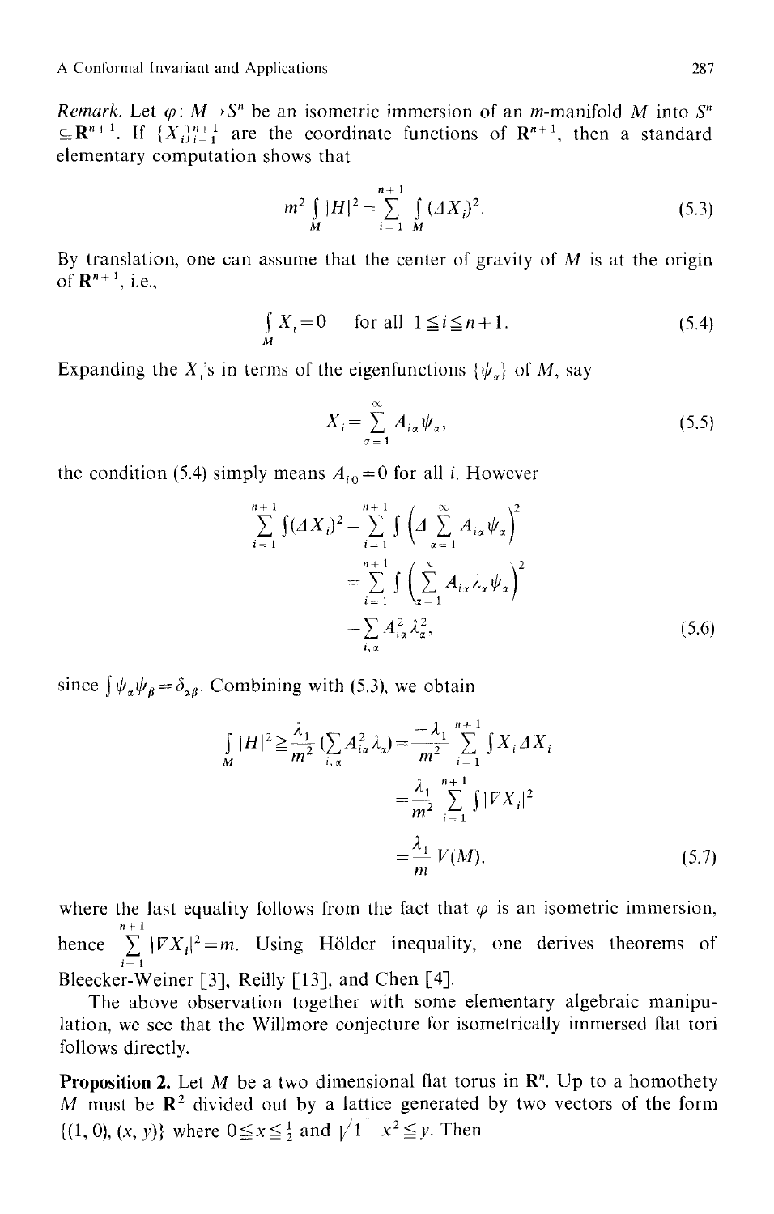*Remark.* Let $\varphi: M \to S^n$ be an isometric immersion of an $m$-manifold $M$ into $S^n \subseteq \mathbf{R}^{n+1}$. If $\{X_i\}_{i=1}^{n+1}$ are the coordinate functions of $\mathbf{R}^{n+1}$, then a standard elementary computation shows that

$$m^2 \int_M |H|^2 = \sum_{i=1}^{n+1} \int_M (\Delta X_i)^2. \tag{5.3}$$

By translation, one can assume that the center of gravity of $M$ is at the origin of $\mathbf{R}^{n+1}$, i.e.,

$$\int_M X_i = 0 \quad \text{for all } 1 \leqq i \leqq n+1. \tag{5.4}$$

Expanding the $X_i$'s in terms of the eigenfunctions $\{\psi_\alpha\}$ of $M$, say

$$X_i = \sum_{\alpha=1}^{\infty} A_{i\alpha} \psi_\alpha, \tag{5.5}$$

the condition (5.4) simply means $A_{i0} = 0$ for all $i$. However

$$\begin{aligned}
\sum_{i=1}^{n+1} \int (\Delta X_i)^2 &= \sum_{i=1}^{n+1} \int \left( \Delta \sum_{\alpha=1}^{\infty} A_{i\alpha} \psi_\alpha \right)^2 \\
&= \sum_{i=1}^{n+1} \int \left( \sum_{\alpha=1}^{\infty} A_{i\alpha} \lambda_\alpha \psi_\alpha \right)^2 \\
&= \sum_{i,\alpha} A_{i\alpha}^2 \lambda_\alpha^2,
\end{aligned} \tag{5.6}$$

since $\int \psi_\alpha \psi_\beta = \delta_{\alpha\beta}$. Combining with (5.3), we obtain

$$\begin{aligned}
\int_M |H|^2 \geqq \frac{\lambda_1}{m^2} \left( \sum_{i,\alpha} A_{i\alpha}^2 \lambda_\alpha \right) &= \frac{-\lambda_1}{m^2} \sum_{i=1}^{n+1} \int X_i \Delta X_i \\
&= \frac{\lambda_1}{m^2} \sum_{i=1}^{n+1} \int |\nabla X_i|^2 \\
&= \frac{\lambda_1}{m} V(M),
\end{aligned} \tag{5.7}$$

where the last equality follows from the fact that $\varphi$ is an isometric immersion, hence $\sum_{i=1}^{n+1} |\nabla X_i|^2 = m$. Using Hölder inequality, one derives theorems of Bleecker-Weiner [3], Reilly [13], and Chen [4].

The above observation together with some elementary algebraic manipulation, we see that the Willmore conjecture for isometrically immersed flat tori follows directly.

**Proposition 2.** *Let $M$ be a two dimensional flat torus in $\mathbf{R}^n$. Up to a homothety $M$ must be $\mathbf{R}^2$ divided out by a lattice generated by two vectors of the form $\{(1,0), (x,y)\}$ where $0 \leqq x \leqq \frac{1}{2}$ and $\sqrt{1-x^2} \leqq y$. Then*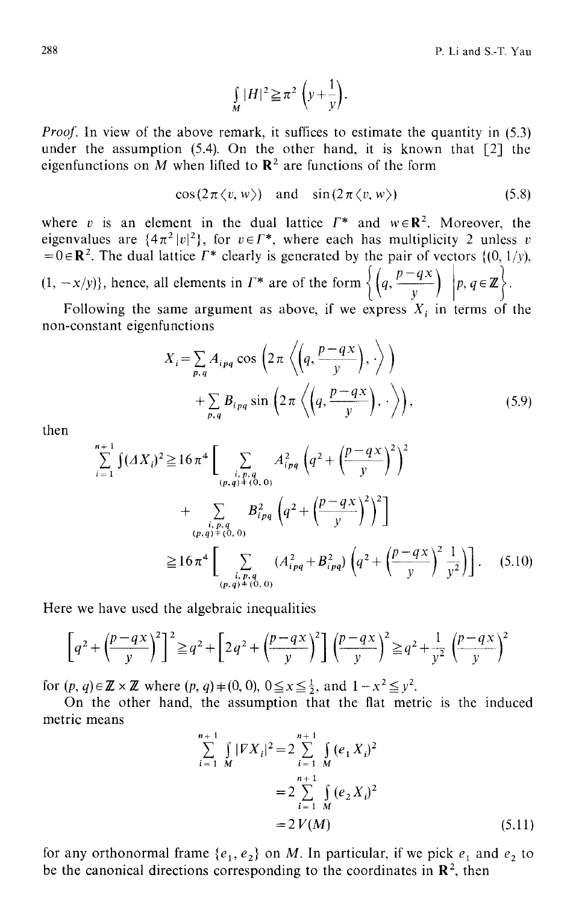$$\int_M |H|^2 \geq \pi^2 \left(y + \frac{1}{y}\right).$$

*Proof.* In view of the above remark, it suffices to estimate the quantity in (5.3) under the assumption (5.4). On the other hand, it is known that [2] the eigenfunctions on $M$ when lifted to $\mathbf{R}^2$ are functions of the form

$$\cos(2\pi\langle v, w\rangle) \quad \text{and} \quad \sin(2\pi\langle v, w\rangle) \tag{5.8}$$

where $v$ is an element in the dual lattice $\Gamma^*$ and $w \in \mathbf{R}^2$. Moreover, the eigenvalues are $\{4\pi^2 |v|^2\}$, for $v \in \Gamma^*$, where each has multiplicity 2 unless $v = 0 \in \mathbf{R}^2$. The dual lattice $\Gamma^*$ clearly is generated by the pair of vectors $\{(0, 1/y), (1, -x/y)\}$, hence, all elements in $\Gamma^*$ are of the form $\left\{\left(q, \frac{p-qx}{y}\right) \,\middle|\, p, q \in \mathbf{Z}\right\}$.

Following the same argument as above, if we express $X_i$ in terms of the non-constant eigenfunctions

$$\begin{aligned} X_i = &\sum_{p,q} A_{ipq} \cos\left(2\pi \left\langle \left(q, \frac{p-qx}{y}\right), \cdot \right\rangle\right) \\ &+ \sum_{p,q} B_{ipq} \sin\left(2\pi \left\langle \left(q, \frac{p-qx}{y}\right), \cdot \right\rangle\right), \end{aligned} \tag{5.9}$$

then

$$\begin{aligned} \sum_{i=1}^{n+1} \int (\Delta X_i)^2 \geq &\, 16\pi^4 \Bigg[ \sum_{\substack{i,p,q \\ (p,q) \neq (0,0)}} A_{ipq}^2 \left(q^2 + \left(\frac{p-qx}{y}\right)^2\right)^2 \\ &+ \sum_{\substack{i,p,q \\ (p,q) \neq (0,0)}} B_{ipq}^2 \left(q^2 + \left(\frac{p-qx}{y}\right)^2\right)^2 \Bigg] \\ \geq &\, 16\pi^4 \Bigg[ \sum_{\substack{i,p,q \\ (p,q) \neq (0,0)}} (A_{ipq}^2 + B_{ipq}^2) \left(q^2 + \left(\frac{p-qx}{y}\right)^2 \frac{1}{y^2}\right) \Bigg]. \end{aligned} \tag{5.10}$$

Here we have used the algebraic inequalities

$$\left[q^2 + \left(\frac{p-qx}{y}\right)^2\right]^2 \geq q^2 + \left[2q^2 + \left(\frac{p-qx}{y}\right)^2\right] \left(\frac{p-qx}{y}\right)^2 \geq q^2 + \frac{1}{y^2} \left(\frac{p-qx}{y}\right)^2$$

for $(p, q) \in \mathbf{Z} \times \mathbf{Z}$ where $(p, q) \neq (0, 0)$, $0 \leq x \leq \frac{1}{2}$, and $1 - x^2 \leq y^2$.

On the other hand, the assumption that the flat metric is the induced metric means

$$\begin{aligned} \sum_{i=1}^{n+1} \int_M |\nabla X_i|^2 &= 2 \sum_{i=1}^{n+1} \int_M (e_1 X_i)^2 \\ &= 2 \sum_{i=1}^{n+1} \int_M (e_2 X_i)^2 \\ &= 2V(M) \end{aligned} \tag{5.11}$$

for any orthonormal frame $\{e_1, e_2\}$ on $M$. In particular, if we pick $e_1$ and $e_2$ to be the canonical directions corresponding to the coordinates in $\mathbf{R}^2$, then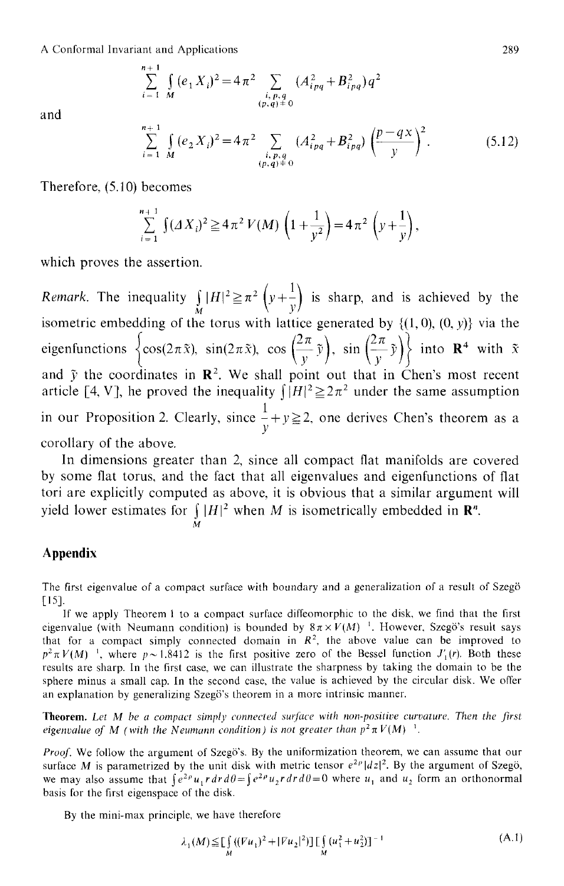$$\sum_{i=1}^{n+1} \int_M (e_1 X_i)^2 = 4\pi^2 \sum_{\substack{i,p,q \\ (p,q)\neq 0}} (A_{ipq}^2 + B_{ipq}^2) q^2$$

and

$$\sum_{i=1}^{n+1} \int_M (e_2 X_i)^2 = 4\pi^2 \sum_{\substack{i,p,q \\ (p,q)\neq 0}} (A_{ipq}^2 + B_{ipq}^2) \left(\frac{p-qx}{y}\right)^2. \tag{5.12}$$

Therefore, (5.10) becomes

$$\sum_{i=1}^{n+1} \int (\Delta X_i)^2 \geqq 4\pi^2 V(M)\left(1+\frac{1}{y^2}\right) = 4\pi^2 \left(y+\frac{1}{y}\right),$$

which proves the assertion.

*Remark.* The inequality $\int_M |H|^2 \geqq \pi^2 \left(y + \frac{1}{y}\right)$ is sharp, and is achieved by the isometric embedding of the torus with lattice generated by $\{(1,0),(0,y)\}$ via the eigenfunctions $\left\{\cos(2\pi\tilde{x}),\ \sin(2\pi\tilde{x}),\ \cos\left(\frac{2\pi}{y}\tilde{y}\right),\ \sin\left(\frac{2\pi}{y}\tilde{y}\right)\right\}$ into $\mathbf{R}^4$ with $\tilde{x}$ and $\tilde{y}$ the coordinates in $\mathbf{R}^2$. We shall point out that in Chen's most recent article [4, V], he proved the inequality $\int |H|^2 \geqq 2\pi^2$ under the same assumption in our Proposition 2. Clearly, since $\frac{1}{y}+y \geqq 2$, one derives Chen's theorem as a corollary of the above.

In dimensions greater than 2, since all compact flat manifolds are covered by some flat torus, and the fact that all eigenvalues and eigenfunctions of flat tori are explicitly computed as above, it is obvious that a similar argument will yield lower estimates for $\int_M |H|^2$ when $M$ is isometrically embedded in $\mathbf{R}^n$.

## Appendix

The first eigenvalue of a compact surface with boundary and a generalization of a result of Szegö [15].

If we apply Theorem 1 to a compact surface diffeomorphic to the disk, we find that the first eigenvalue (with Neumann condition) is bounded by $8\pi \times V(M)^{-1}$. However, Szegö's result says that for a compact simply connected domain in $R^2$, the above value can be improved to $p^2 \pi V(M)^{-1}$, where $p \sim 1.8412$ is the first positive zero of the Bessel function $J_1'(r)$. Both these results are sharp. In the first case, we can illustrate the sharpness by taking the domain to be the sphere minus a small cap. In the second case, the value is achieved by the circular disk. We offer an explanation by generalizing Szegö's theorem in a more intrinsic manner.

**Theorem.** *Let $M$ be a compact simply connected surface with non-positive curvature. Then the first eigenvalue of $M$ (with the Neumann condition) is not greater than $p^2 \pi V(M)^{-1}$.*

*Proof.* We follow the argument of Szegö's. By the uniformization theorem, we can assume that our surface $M$ is parametrized by the unit disk with metric tensor $e^{2\rho}|dz|^2$. By the argument of Szegö, we may also assume that $\int e^{2\rho} u_1 r\,dr\,d\theta = \int e^{2\rho} u_2 r\,dr\,d\theta = 0$ where $u_1$ and $u_2$ form an orthonormal basis for the first eigenspace of the disk.

By the mini-max principle, we have therefore

$$\lambda_1(M) \leqq \left[\int_M (|\nabla u_1|^2 + |\nabla u_2|^2)\right]\left[\int_M (u_1^2 + u_2^2)\right]^{-1} \tag{A.1}$$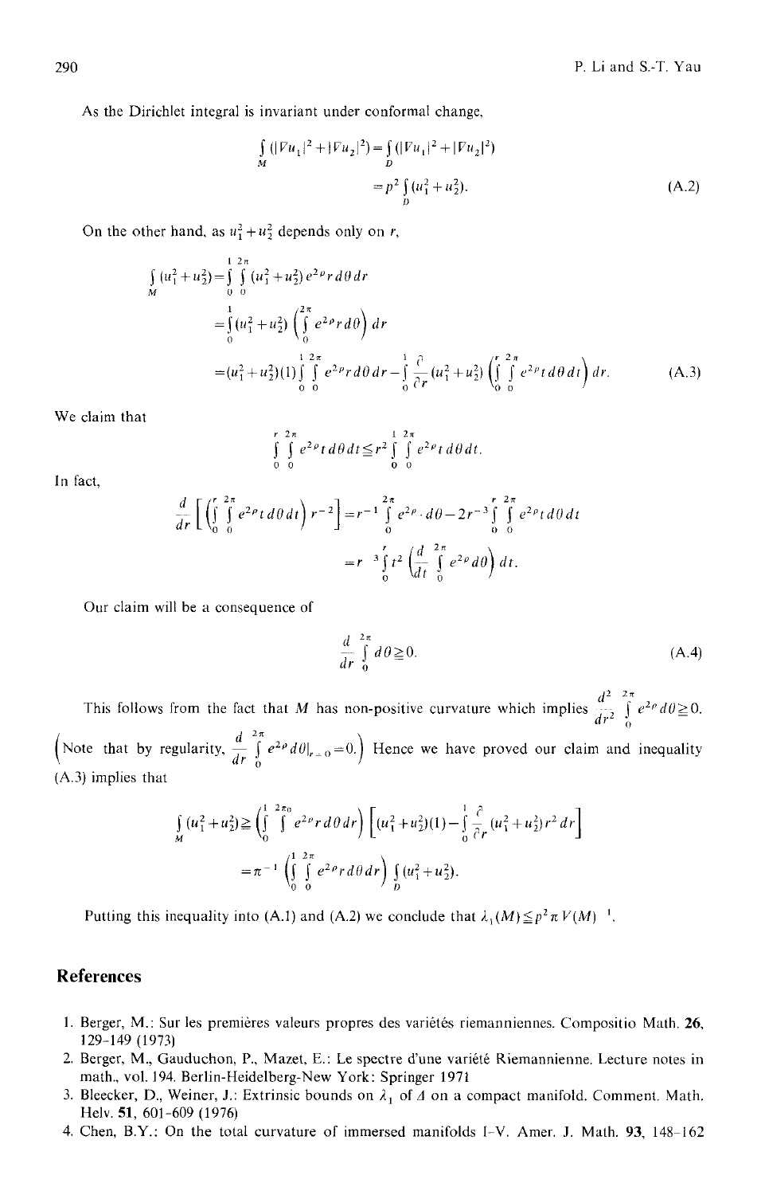As the Dirichlet integral is invariant under conformal change,

$$\int_M (|\nabla u_1|^2 + |\nabla u_2|^2) = \int_D (|\nabla u_1|^2 + |\nabla u_2|^2)$$
$$= p^2 \int_D (u_1^2 + u_2^2). \tag{A.2}$$

On the other hand, as $u_1^2 + u_2^2$ depends only on $r$,

$$\int_M (u_1^2+u_2^2) = \int_0^1 \int_0^{2\pi} (u_1^2+u_2^2) e^{2\rho} r \, d\theta \, dr$$
$$= \int_0^1 (u_1^2+u_2^2) \left( \int_0^{2\pi} e^{2\rho} r \, d\theta \right) dr$$
$$= (u_1^2+u_2^2)(1) \int_0^1 \int_0^{2\pi} e^{2\rho} r \, d\theta \, dr - \int_0^1 \frac{\partial}{\partial r}(u_1^2+u_2^2) \left( \int_0^r \int_0^{2\pi} e^{2\rho} t \, d\theta \, dt \right) dr. \tag{A.3}$$

We claim that

$$\int_0^r \int_0^{2\pi} e^{2\rho} t \, d\theta \, dt \leq r^2 \int_0^1 \int_0^{2\pi} e^{2\rho} t \, d\theta \, dt.$$

In fact,

$$\frac{d}{dr}\left[ \left( \int_0^r \int_0^{2\pi} e^{2\rho} t \, d\theta \, dt \right) r^{-2} \right] = r^{-1} \int_0^{2\pi} e^{2\rho} \cdot d\theta - 2r^{-3} \int_0^r \int_0^{2\pi} e^{2\rho} t \, d\theta \, dt$$
$$= r^{-3} \int_0^r t^2 \left( \frac{d}{dt} \int_0^{2\pi} e^{2\rho} d\theta \right) dt.$$

Our claim will be a consequence of

$$\frac{d}{dr} \int_0^{2\pi} d\theta \geq 0. \tag{A.4}$$

This follows from the fact that $M$ has non-positive curvature which implies $\frac{d^2}{dr^2} \int_0^{2\pi} e^{2\rho} d\theta \geq 0$. (Note that by regularity, $\frac{d}{dr} \int_0^{2\pi} e^{2\rho} d\theta |_{r=0} = 0$.) Hence we have proved our claim and inequality (A.3) implies that

$$\int_M (u_1^2+u_2^2) \geq \left( \int_0^1 \int_0^{2\pi_0} e^{2\rho} r \, d\theta \, dr \right) \left[ (u_1^2+u_2^2)(1) - \int_0^1 \frac{\partial}{\partial r}(u_1^2+u_2^2) r^2 \, dr \right]$$
$$= \pi^{-1} \left( \int_0^1 \int_0^{2\pi} e^{2\rho} r \, d\theta \, dr \right) \int_D (u_1^2+u_2^2).$$

Putting this inequality into (A.1) and (A.2) we conclude that $\lambda_1(M) \leq p^2 \pi V(M)^{-1}$.

## References

1. Berger, M.: Sur les premières valeurs propres des variétés riemanniennes. Compositio Math. **26**, 129–149 (1973)
2. Berger, M., Gauduchon, P., Mazet, E.: Le spectre d'une variété Riemannienne. Lecture notes in math., vol. 194. Berlin-Heidelberg-New York: Springer 1971
3. Bleecker, D., Weiner, J.: Extrinsic bounds on $\lambda_1$ of $\Delta$ on a compact manifold. Comment. Math. Helv. **51**, 601–609 (1976)
4. Chen, B.Y.: On the total curvature of immersed manifolds I–V. Amer. J. Math. **93**, 148–162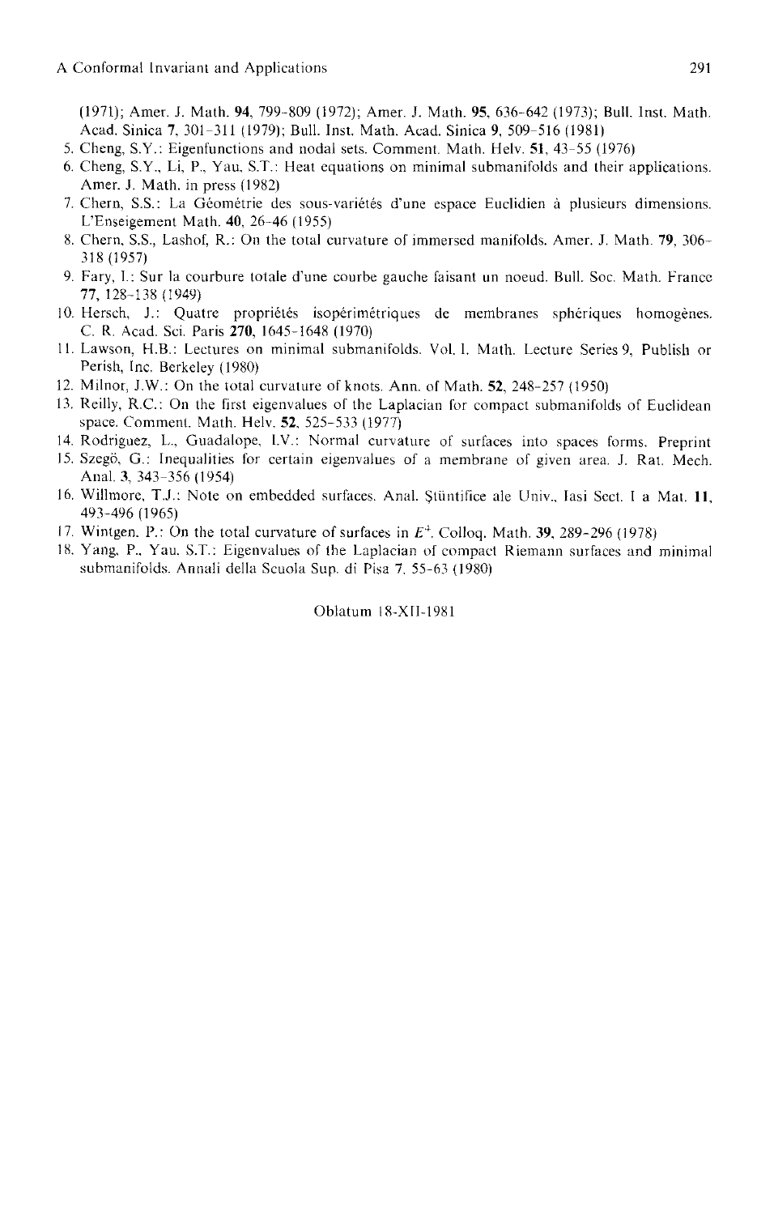(1971); Amer. J. Math. **94**, 799–809 (1972); Amer. J. Math. **95**, 636–642 (1973); Bull. Inst. Math. Acad. Sinica **7**, 301–311 (1979); Bull. Inst. Math. Acad. Sinica **9**, 509–516 (1981)

5. Cheng, S.Y.: Eigenfunctions and nodal sets. Comment. Math. Helv. **51**, 43–55 (1976)
6. Cheng, S.Y., Li, P., Yau, S.T.: Heat equations on minimal submanifolds and their applications. Amer. J. Math. in press (1982)
7. Chern, S.S.: La Géométrie des sous-variétés d'une espace Euclidien à plusieurs dimensions. L'Enseigement Math. **40**, 26–46 (1955)
8. Chern, S.S., Lashof, R.: On the total curvature of immersed manifolds. Amer. J. Math. **79**, 306–318 (1957)
9. Fary, I.: Sur la courbure totale d'une courbe gauche faisant un noeud. Bull. Soc. Math. France **77**, 128–138 (1949)
10. Hersch, J.: Quatre propriétés isopérimétriques de membranes sphériques homogènes. C. R. Acad. Sci. Paris **270**, 1645–1648 (1970)
11. Lawson, H.B.: Lectures on minimal submanifolds. Vol. I. Math. Lecture Series 9, Publish or Perish, Inc. Berkeley (1980)
12. Milnor, J.W.: On the total curvature of knots. Ann. of Math. **52**, 248–257 (1950)
13. Reilly, R.C.: On the first eigenvalues of the Laplacian for compact submanifolds of Euclidean space. Comment. Math. Helv. **52**, 525–533 (1977)
14. Rodriguez, L., Guadalope, I.V.: Normal curvature of surfaces into spaces forms. Preprint
15. Szegö, G.: Inequalities for certain eigenvalues of a membrane of given area. J. Rat. Mech. Anal. **3**, 343–356 (1954)
16. Willmore, T.J.: Note on embedded surfaces. Anal. Ştiintifice ale Univ., Iasi Sect. I a Mat. **11**, 493–496 (1965)
17. Wintgen, P.: On the total curvature of surfaces in $E^4$. Colloq. Math. **39**, 289–296 (1978)
18. Yang, P., Yau, S.T.: Eigenvalues of the Laplacian of compact Riemann surfaces and minimal submanifolds. Annali della Scuola Sup. di Pisa **7**, 55–63 (1980)

Oblatum 18-XII-1981